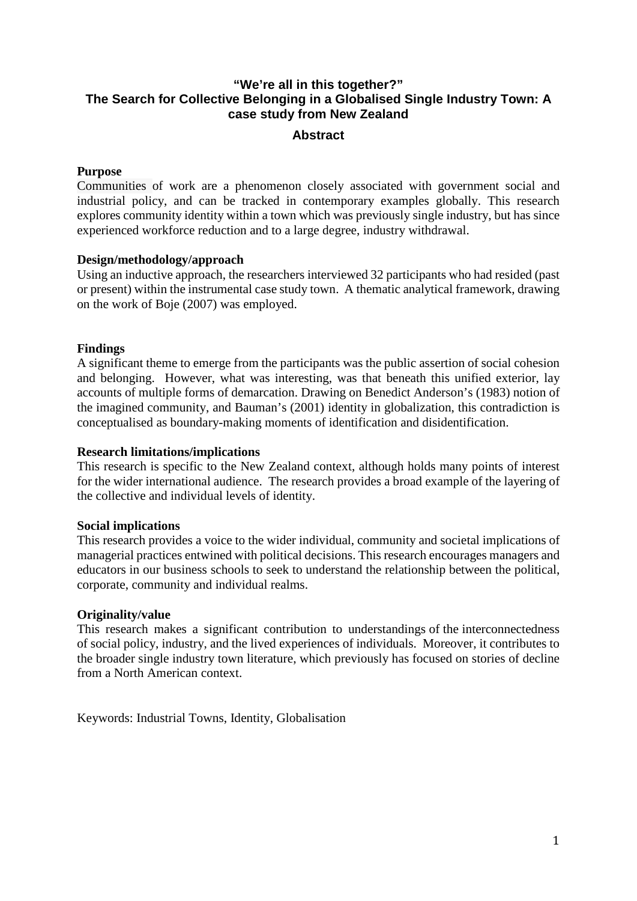# "We're all in this together?"
# The Search for Collective Belonging in a Globalised Single Industry Town: A case study from New Zealand

## Abstract

**Purpose**

Communities of work are a phenomenon closely associated with government social and industrial policy, and can be tracked in contemporary examples globally. This research explores community identity within a town which was previously single industry, but has since experienced workforce reduction and to a large degree, industry withdrawal.

**Design/methodology/approach**

Using an inductive approach, the researchers interviewed 32 participants who had resided (past or present) within the instrumental case study town. A thematic analytical framework, drawing on the work of Boje (2007) was employed.

**Findings**

A significant theme to emerge from the participants was the public assertion of social cohesion and belonging. However, what was interesting, was that beneath this unified exterior, lay accounts of multiple forms of demarcation. Drawing on Benedict Anderson's (1983) notion of the imagined community, and Bauman's (2001) identity in globalization, this contradiction is conceptualised as boundary-making moments of identification and disidentification.

**Research limitations/implications**

This research is specific to the New Zealand context, although holds many points of interest for the wider international audience. The research provides a broad example of the layering of the collective and individual levels of identity.

**Social implications**

This research provides a voice to the wider individual, community and societal implications of managerial practices entwined with political decisions. This research encourages managers and educators in our business schools to seek to understand the relationship between the political, corporate, community and individual realms.

**Originality/value**

This research makes a significant contribution to understandings of the interconnectedness of social policy, industry, and the lived experiences of individuals. Moreover, it contributes to the broader single industry town literature, which previously has focused on stories of decline from a North American context.

Keywords: Industrial Towns, Identity, Globalisation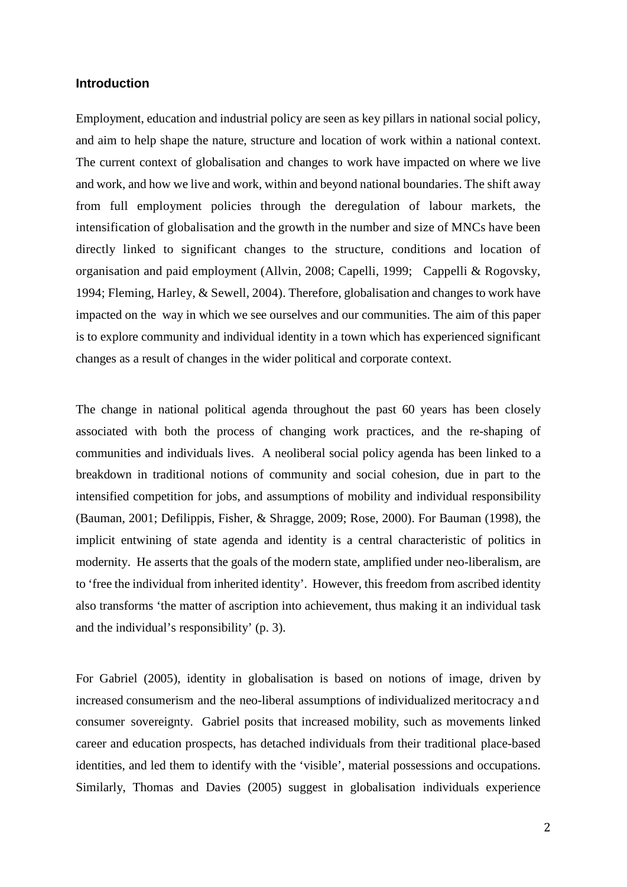## Introduction

Employment, education and industrial policy are seen as key pillars in national social policy, and aim to help shape the nature, structure and location of work within a national context. The current context of globalisation and changes to work have impacted on where we live and work, and how we live and work, within and beyond national boundaries. The shift away from full employment policies through the deregulation of labour markets, the intensification of globalisation and the growth in the number and size of MNCs have been directly linked to significant changes to the structure, conditions and location of organisation and paid employment (Allvin, 2008; Capelli, 1999; Cappelli & Rogovsky, 1994; Fleming, Harley, & Sewell, 2004). Therefore, globalisation and changes to work have impacted on the way in which we see ourselves and our communities. The aim of this paper is to explore community and individual identity in a town which has experienced significant changes as a result of changes in the wider political and corporate context.

The change in national political agenda throughout the past 60 years has been closely associated with both the process of changing work practices, and the re-shaping of communities and individuals lives. A neoliberal social policy agenda has been linked to a breakdown in traditional notions of community and social cohesion, due in part to the intensified competition for jobs, and assumptions of mobility and individual responsibility (Bauman, 2001; Defilippis, Fisher, & Shragge, 2009; Rose, 2000). For Bauman (1998), the implicit entwining of state agenda and identity is a central characteristic of politics in modernity. He asserts that the goals of the modern state, amplified under neo-liberalism, are to 'free the individual from inherited identity'. However, this freedom from ascribed identity also transforms 'the matter of ascription into achievement, thus making it an individual task and the individual's responsibility' (p. 3).

For Gabriel (2005), identity in globalisation is based on notions of image, driven by increased consumerism and the neo-liberal assumptions of individualized meritocracy and consumer sovereignty. Gabriel posits that increased mobility, such as movements linked career and education prospects, has detached individuals from their traditional place-based identities, and led them to identify with the 'visible', material possessions and occupations. Similarly, Thomas and Davies (2005) suggest in globalisation individuals experience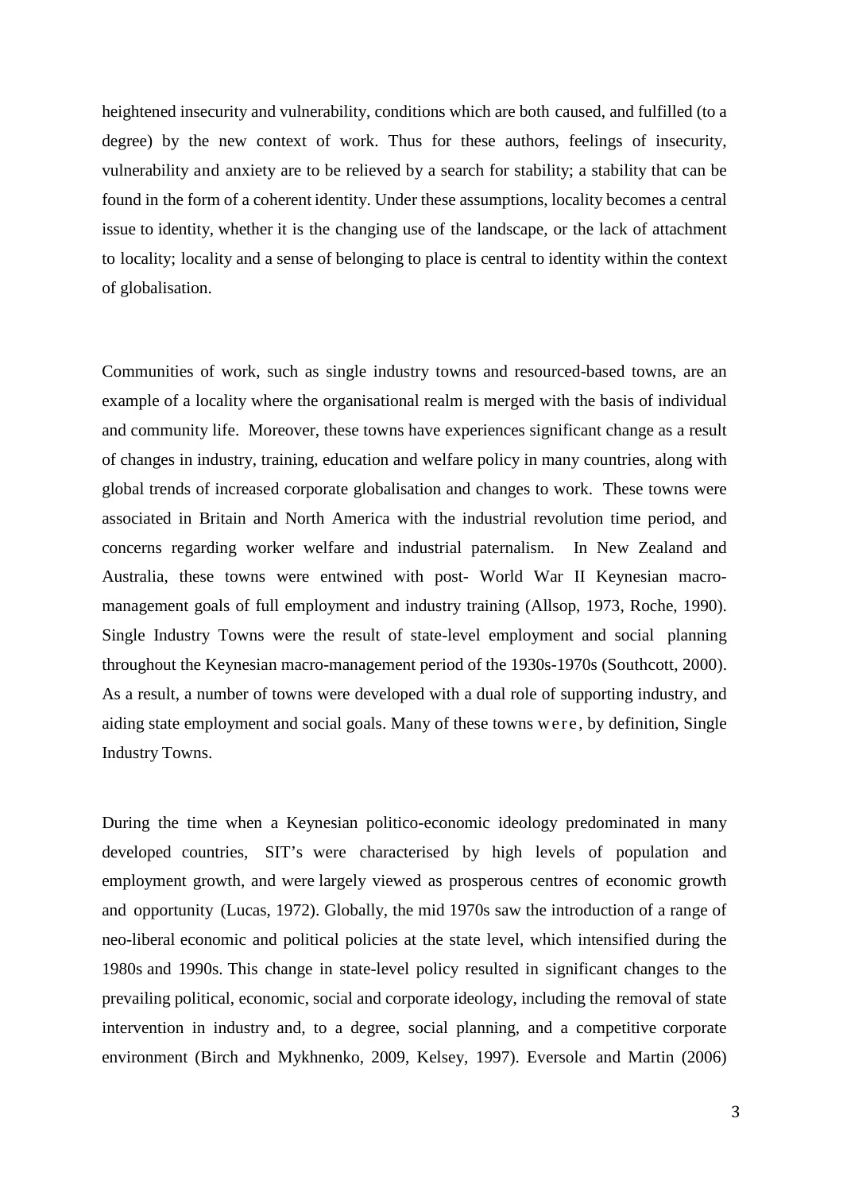heightened insecurity and vulnerability, conditions which are both caused, and fulfilled (to a degree) by the new context of work. Thus for these authors, feelings of insecurity, vulnerability and anxiety are to be relieved by a search for stability; a stability that can be found in the form of a coherent identity. Under these assumptions, locality becomes a central issue to identity, whether it is the changing use of the landscape, or the lack of attachment to locality; locality and a sense of belonging to place is central to identity within the context of globalisation.

Communities of work, such as single industry towns and resourced-based towns, are an example of a locality where the organisational realm is merged with the basis of individual and community life. Moreover, these towns have experiences significant change as a result of changes in industry, training, education and welfare policy in many countries, along with global trends of increased corporate globalisation and changes to work. These towns were associated in Britain and North America with the industrial revolution time period, and concerns regarding worker welfare and industrial paternalism. In New Zealand and Australia, these towns were entwined with post- World War II Keynesian macro-management goals of full employment and industry training (Allsop, 1973, Roche, 1990). Single Industry Towns were the result of state-level employment and social planning throughout the Keynesian macro-management period of the 1930s-1970s (Southcott, 2000). As a result, a number of towns were developed with a dual role of supporting industry, and aiding state employment and social goals. Many of these towns were, by definition, Single Industry Towns.

During the time when a Keynesian politico-economic ideology predominated in many developed countries, SIT's were characterised by high levels of population and employment growth, and were largely viewed as prosperous centres of economic growth and opportunity (Lucas, 1972). Globally, the mid 1970s saw the introduction of a range of neo-liberal economic and political policies at the state level, which intensified during the 1980s and 1990s. This change in state-level policy resulted in significant changes to the prevailing political, economic, social and corporate ideology, including the removal of state intervention in industry and, to a degree, social planning, and a competitive corporate environment (Birch and Mykhnenko, 2009, Kelsey, 1997). Eversole and Martin (2006)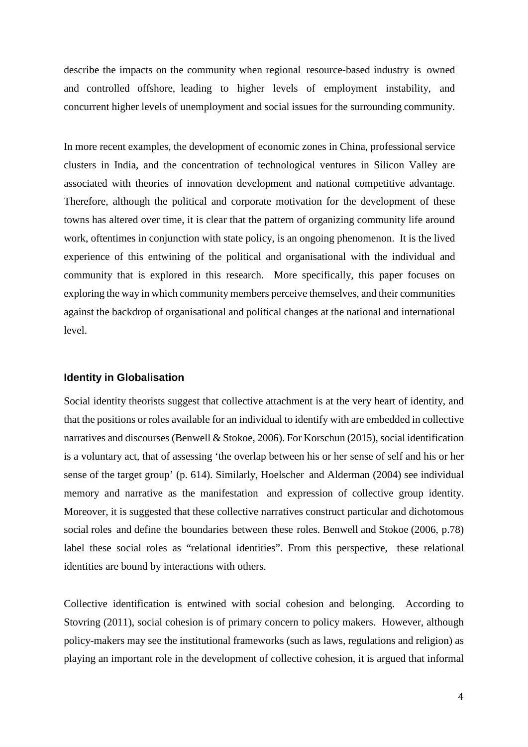describe the impacts on the community when regional resource-based industry is owned and controlled offshore, leading to higher levels of employment instability, and concurrent higher levels of unemployment and social issues for the surrounding community.

In more recent examples, the development of economic zones in China, professional service clusters in India, and the concentration of technological ventures in Silicon Valley are associated with theories of innovation development and national competitive advantage. Therefore, although the political and corporate motivation for the development of these towns has altered over time, it is clear that the pattern of organizing community life around work, oftentimes in conjunction with state policy, is an ongoing phenomenon. It is the lived experience of this entwining of the political and organisational with the individual and community that is explored in this research. More specifically, this paper focuses on exploring the way in which community members perceive themselves, and their communities against the backdrop of organisational and political changes at the national and international level.

### Identity in Globalisation

Social identity theorists suggest that collective attachment is at the very heart of identity, and that the positions or roles available for an individual to identify with are embedded in collective narratives and discourses (Benwell & Stokoe, 2006). For Korschun (2015), social identification is a voluntary act, that of assessing 'the overlap between his or her sense of self and his or her sense of the target group' (p. 614). Similarly, Hoelscher and Alderman (2004) see individual memory and narrative as the manifestation and expression of collective group identity. Moreover, it is suggested that these collective narratives construct particular and dichotomous social roles and define the boundaries between these roles. Benwell and Stokoe (2006, p.78) label these social roles as "relational identities". From this perspective, these relational identities are bound by interactions with others.

Collective identification is entwined with social cohesion and belonging. According to Stovring (2011), social cohesion is of primary concern to policy makers. However, although policy-makers may see the institutional frameworks (such as laws, regulations and religion) as playing an important role in the development of collective cohesion, it is argued that informal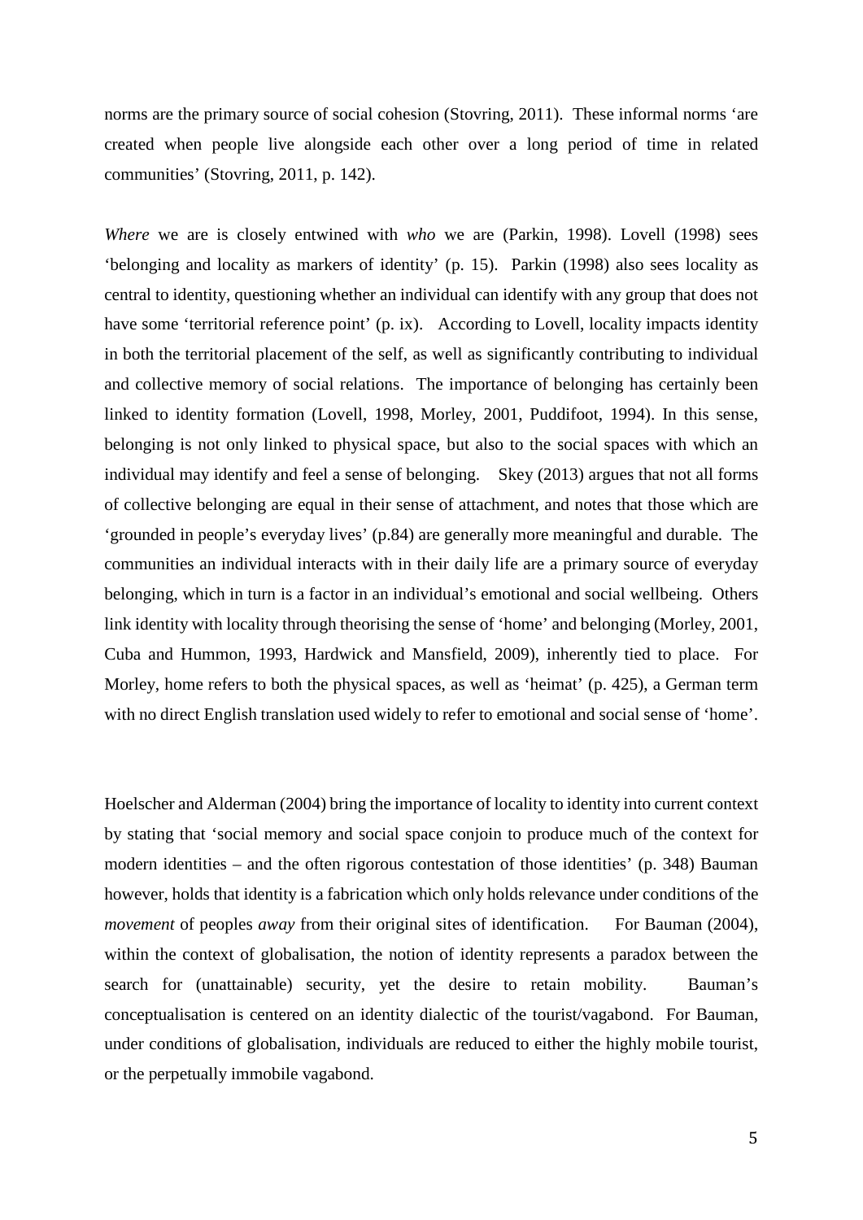norms are the primary source of social cohesion (Stovring, 2011). These informal norms 'are created when people live alongside each other over a long period of time in related communities' (Stovring, 2011, p. 142).

*Where* we are is closely entwined with *who* we are (Parkin, 1998). Lovell (1998) sees 'belonging and locality as markers of identity' (p. 15). Parkin (1998) also sees locality as central to identity, questioning whether an individual can identify with any group that does not have some 'territorial reference point' (p. ix). According to Lovell, locality impacts identity in both the territorial placement of the self, as well as significantly contributing to individual and collective memory of social relations. The importance of belonging has certainly been linked to identity formation (Lovell, 1998, Morley, 2001, Puddifoot, 1994). In this sense, belonging is not only linked to physical space, but also to the social spaces with which an individual may identify and feel a sense of belonging. Skey (2013) argues that not all forms of collective belonging are equal in their sense of attachment, and notes that those which are 'grounded in people's everyday lives' (p.84) are generally more meaningful and durable. The communities an individual interacts with in their daily life are a primary source of everyday belonging, which in turn is a factor in an individual's emotional and social wellbeing. Others link identity with locality through theorising the sense of 'home' and belonging (Morley, 2001, Cuba and Hummon, 1993, Hardwick and Mansfield, 2009), inherently tied to place. For Morley, home refers to both the physical spaces, as well as 'heimat' (p. 425), a German term with no direct English translation used widely to refer to emotional and social sense of 'home'.

Hoelscher and Alderman (2004) bring the importance of locality to identity into current context by stating that 'social memory and social space conjoin to produce much of the context for modern identities – and the often rigorous contestation of those identities' (p. 348) Bauman however, holds that identity is a fabrication which only holds relevance under conditions of the *movement* of peoples *away* from their original sites of identification. For Bauman (2004), within the context of globalisation, the notion of identity represents a paradox between the search for (unattainable) security, yet the desire to retain mobility. Bauman's conceptualisation is centered on an identity dialectic of the tourist/vagabond. For Bauman, under conditions of globalisation, individuals are reduced to either the highly mobile tourist, or the perpetually immobile vagabond.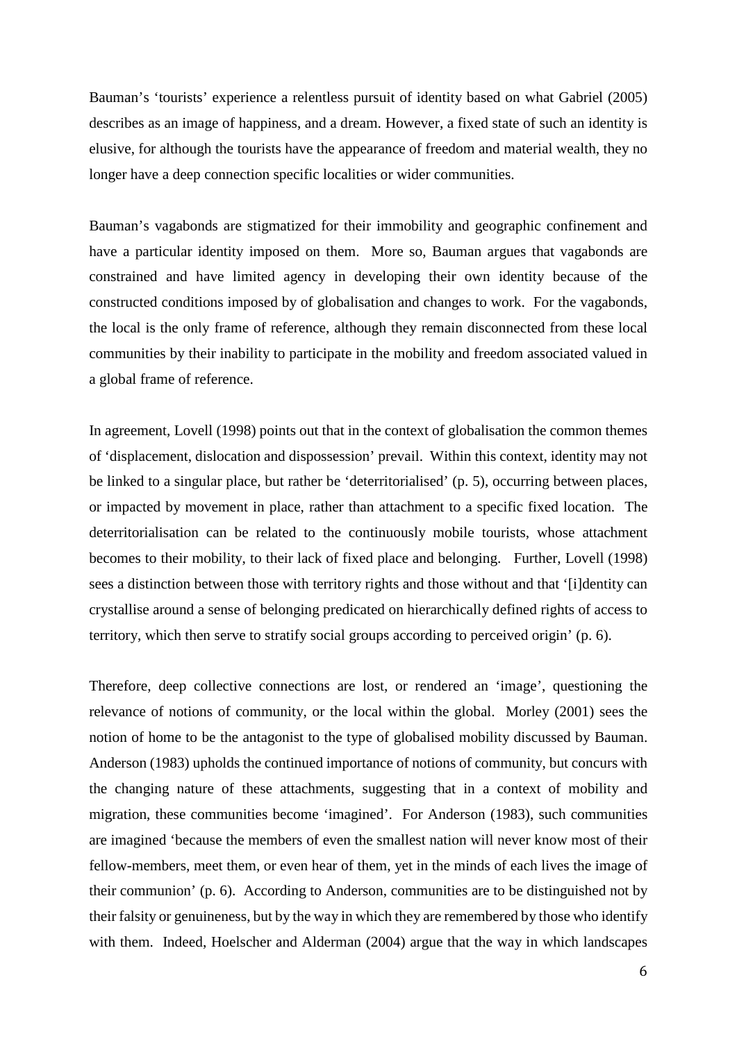Bauman's 'tourists' experience a relentless pursuit of identity based on what Gabriel (2005) describes as an image of happiness, and a dream. However, a fixed state of such an identity is elusive, for although the tourists have the appearance of freedom and material wealth, they no longer have a deep connection specific localities or wider communities.

Bauman's vagabonds are stigmatized for their immobility and geographic confinement and have a particular identity imposed on them. More so, Bauman argues that vagabonds are constrained and have limited agency in developing their own identity because of the constructed conditions imposed by of globalisation and changes to work. For the vagabonds, the local is the only frame of reference, although they remain disconnected from these local communities by their inability to participate in the mobility and freedom associated valued in a global frame of reference.

In agreement, Lovell (1998) points out that in the context of globalisation the common themes of 'displacement, dislocation and dispossession' prevail. Within this context, identity may not be linked to a singular place, but rather be 'deterritorialised' (p. 5), occurring between places, or impacted by movement in place, rather than attachment to a specific fixed location. The deterritorialisation can be related to the continuously mobile tourists, whose attachment becomes to their mobility, to their lack of fixed place and belonging. Further, Lovell (1998) sees a distinction between those with territory rights and those without and that '[i]dentity can crystallise around a sense of belonging predicated on hierarchically defined rights of access to territory, which then serve to stratify social groups according to perceived origin' (p. 6).

Therefore, deep collective connections are lost, or rendered an 'image', questioning the relevance of notions of community, or the local within the global. Morley (2001) sees the notion of home to be the antagonist to the type of globalised mobility discussed by Bauman. Anderson (1983) upholds the continued importance of notions of community, but concurs with the changing nature of these attachments, suggesting that in a context of mobility and migration, these communities become 'imagined'. For Anderson (1983), such communities are imagined 'because the members of even the smallest nation will never know most of their fellow-members, meet them, or even hear of them, yet in the minds of each lives the image of their communion' (p. 6). According to Anderson, communities are to be distinguished not by their falsity or genuineness, but by the way in which they are remembered by those who identify with them. Indeed, Hoelscher and Alderman (2004) argue that the way in which landscapes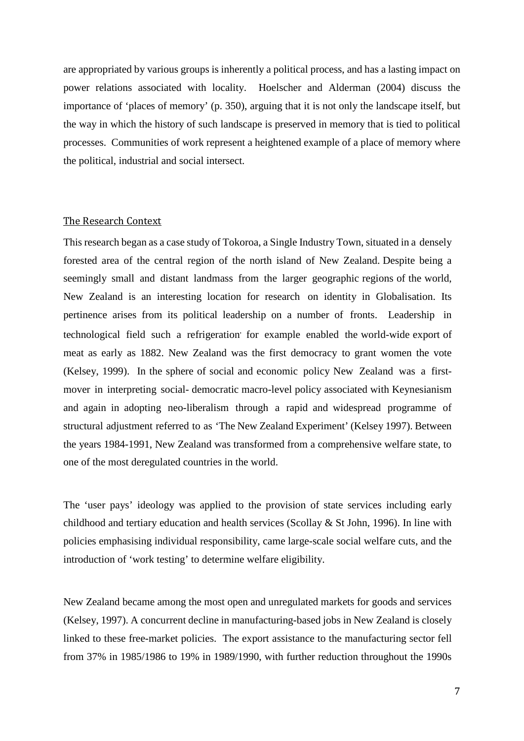are appropriated by various groups is inherently a political process, and has a lasting impact on power relations associated with locality. Hoelscher and Alderman (2004) discuss the importance of 'places of memory' (p. 350), arguing that it is not only the landscape itself, but the way in which the history of such landscape is preserved in memory that is tied to political processes. Communities of work represent a heightened example of a place of memory where the political, industrial and social intersect.

## The Research Context

This research began as a case study of Tokoroa, a Single Industry Town, situated in a densely forested area of the central region of the north island of New Zealand. Despite being a seemingly small and distant landmass from the larger geographic regions of the world, New Zealand is an interesting location for research on identity in Globalisation. Its pertinence arises from its political leadership on a number of fronts. Leadership in technological field such a refrigeration, for example enabled the world-wide export of meat as early as 1882. New Zealand was the first democracy to grant women the vote (Kelsey, 1999). In the sphere of social and economic policy New Zealand was a first-mover in interpreting social- democratic macro-level policy associated with Keynesianism and again in adopting neo-liberalism through a rapid and widespread programme of structural adjustment referred to as 'The New Zealand Experiment' (Kelsey 1997). Between the years 1984-1991, New Zealand was transformed from a comprehensive welfare state, to one of the most deregulated countries in the world.

The 'user pays' ideology was applied to the provision of state services including early childhood and tertiary education and health services (Scollay & St John, 1996). In line with policies emphasising individual responsibility, came large-scale social welfare cuts, and the introduction of 'work testing' to determine welfare eligibility.

New Zealand became among the most open and unregulated markets for goods and services (Kelsey, 1997). A concurrent decline in manufacturing-based jobs in New Zealand is closely linked to these free-market policies. The export assistance to the manufacturing sector fell from 37% in 1985/1986 to 19% in 1989/1990, with further reduction throughout the 1990s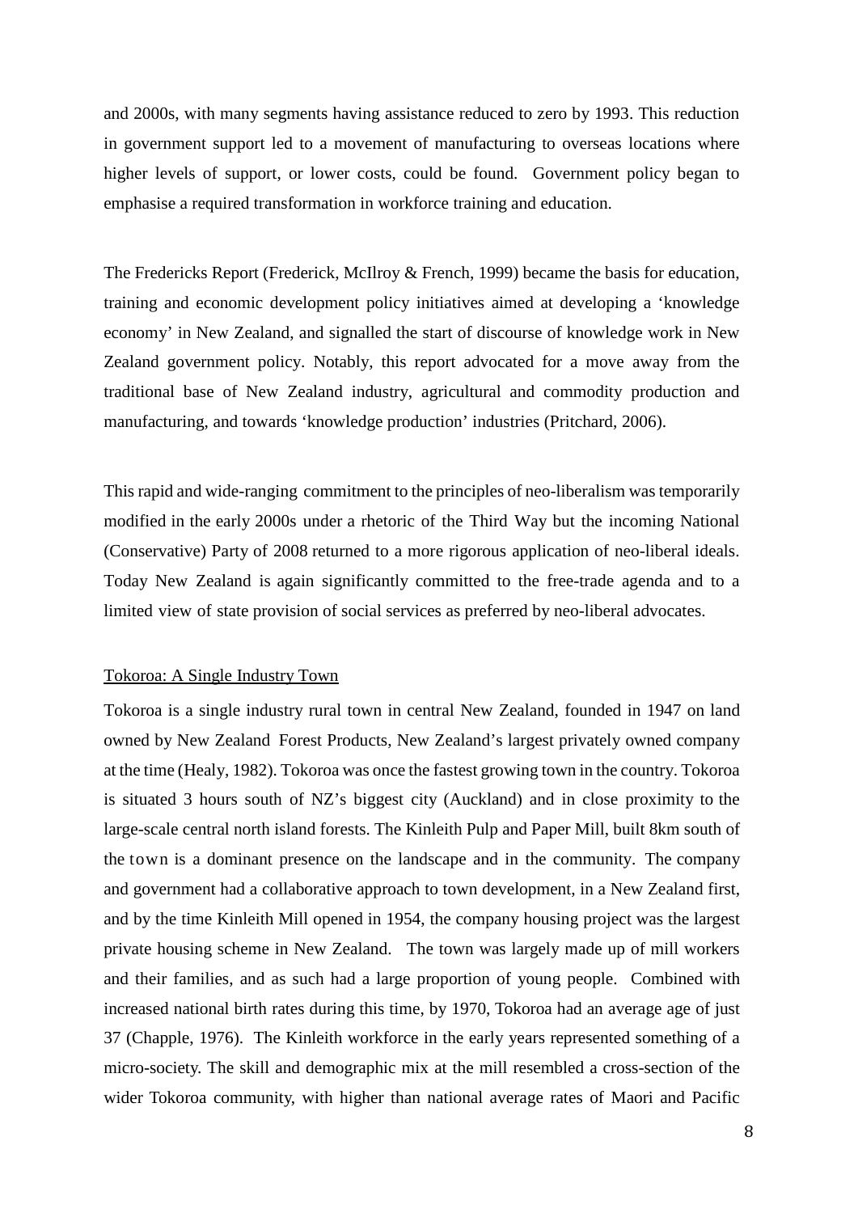and 2000s, with many segments having assistance reduced to zero by 1993. This reduction in government support led to a movement of manufacturing to overseas locations where higher levels of support, or lower costs, could be found. Government policy began to emphasise a required transformation in workforce training and education.

The Fredericks Report (Frederick, McIlroy & French, 1999) became the basis for education, training and economic development policy initiatives aimed at developing a 'knowledge economy' in New Zealand, and signalled the start of discourse of knowledge work in New Zealand government policy. Notably, this report advocated for a move away from the traditional base of New Zealand industry, agricultural and commodity production and manufacturing, and towards 'knowledge production' industries (Pritchard, 2006).

This rapid and wide-ranging commitment to the principles of neo-liberalism was temporarily modified in the early 2000s under a rhetoric of the Third Way but the incoming National (Conservative) Party of 2008 returned to a more rigorous application of neo-liberal ideals. Today New Zealand is again significantly committed to the free-trade agenda and to a limited view of state provision of social services as preferred by neo-liberal advocates.

<u>Tokoroa: A Single Industry Town</u>

Tokoroa is a single industry rural town in central New Zealand, founded in 1947 on land owned by New Zealand Forest Products, New Zealand's largest privately owned company at the time (Healy, 1982). Tokoroa was once the fastest growing town in the country. Tokoroa is situated 3 hours south of NZ's biggest city (Auckland) and in close proximity to the large-scale central north island forests. The Kinleith Pulp and Paper Mill, built 8km south of the town is a dominant presence on the landscape and in the community. The company and government had a collaborative approach to town development, in a New Zealand first, and by the time Kinleith Mill opened in 1954, the company housing project was the largest private housing scheme in New Zealand. The town was largely made up of mill workers and their families, and as such had a large proportion of young people. Combined with increased national birth rates during this time, by 1970, Tokoroa had an average age of just 37 (Chapple, 1976). The Kinleith workforce in the early years represented something of a micro-society. The skill and demographic mix at the mill resembled a cross-section of the wider Tokoroa community, with higher than national average rates of Maori and Pacific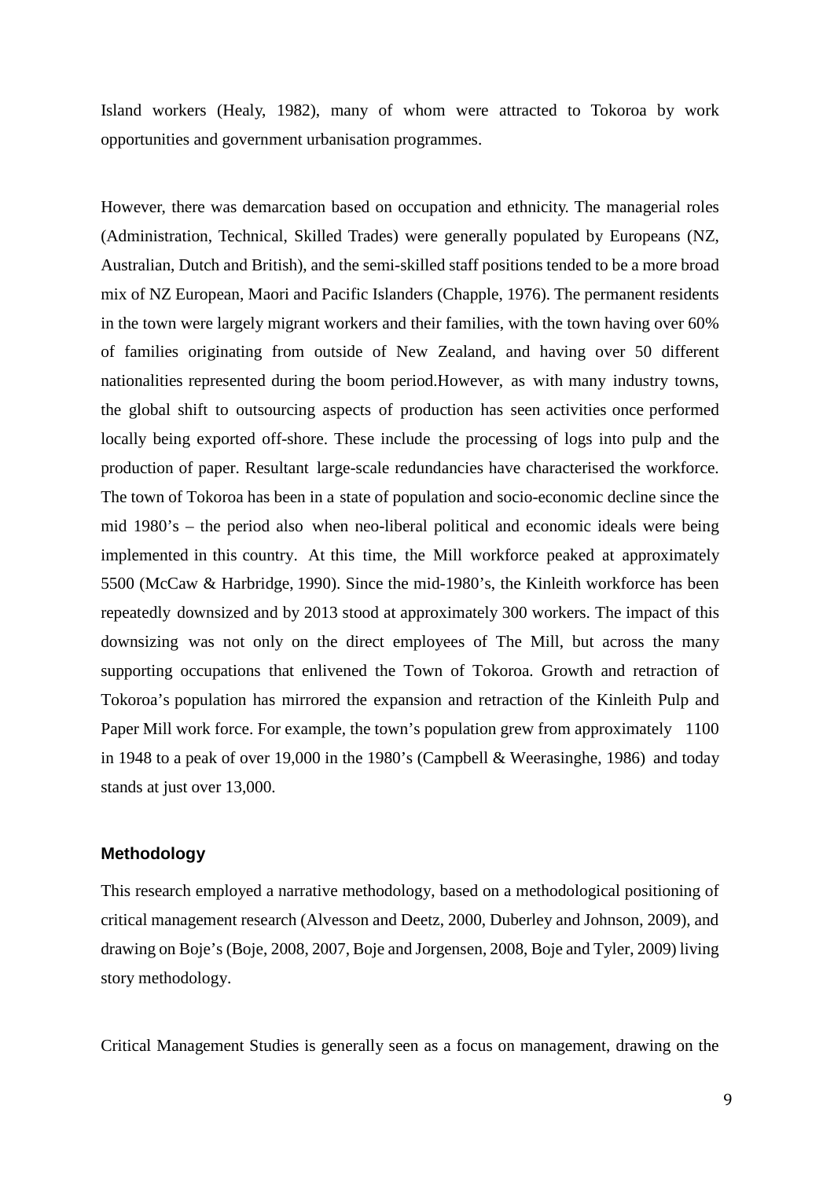Island workers (Healy, 1982), many of whom were attracted to Tokoroa by work opportunities and government urbanisation programmes.

However, there was demarcation based on occupation and ethnicity. The managerial roles (Administration, Technical, Skilled Trades) were generally populated by Europeans (NZ, Australian, Dutch and British), and the semi-skilled staff positions tended to be a more broad mix of NZ European, Maori and Pacific Islanders (Chapple, 1976). The permanent residents in the town were largely migrant workers and their families, with the town having over 60% of families originating from outside of New Zealand, and having over 50 different nationalities represented during the boom period.However, as with many industry towns, the global shift to outsourcing aspects of production has seen activities once performed locally being exported off-shore. These include the processing of logs into pulp and the production of paper. Resultant large-scale redundancies have characterised the workforce. The town of Tokoroa has been in a state of population and socio-economic decline since the mid 1980's – the period also when neo-liberal political and economic ideals were being implemented in this country. At this time, the Mill workforce peaked at approximately 5500 (McCaw & Harbridge, 1990). Since the mid-1980's, the Kinleith workforce has been repeatedly downsized and by 2013 stood at approximately 300 workers. The impact of this downsizing was not only on the direct employees of The Mill, but across the many supporting occupations that enlivened the Town of Tokoroa. Growth and retraction of Tokoroa's population has mirrored the expansion and retraction of the Kinleith Pulp and Paper Mill work force. For example, the town's population grew from approximately 1100 in 1948 to a peak of over 19,000 in the 1980's (Campbell & Weerasinghe, 1986) and today stands at just over 13,000.

### Methodology

This research employed a narrative methodology, based on a methodological positioning of critical management research (Alvesson and Deetz, 2000, Duberley and Johnson, 2009), and drawing on Boje's (Boje, 2008, 2007, Boje and Jorgensen, 2008, Boje and Tyler, 2009) living story methodology.

Critical Management Studies is generally seen as a focus on management, drawing on the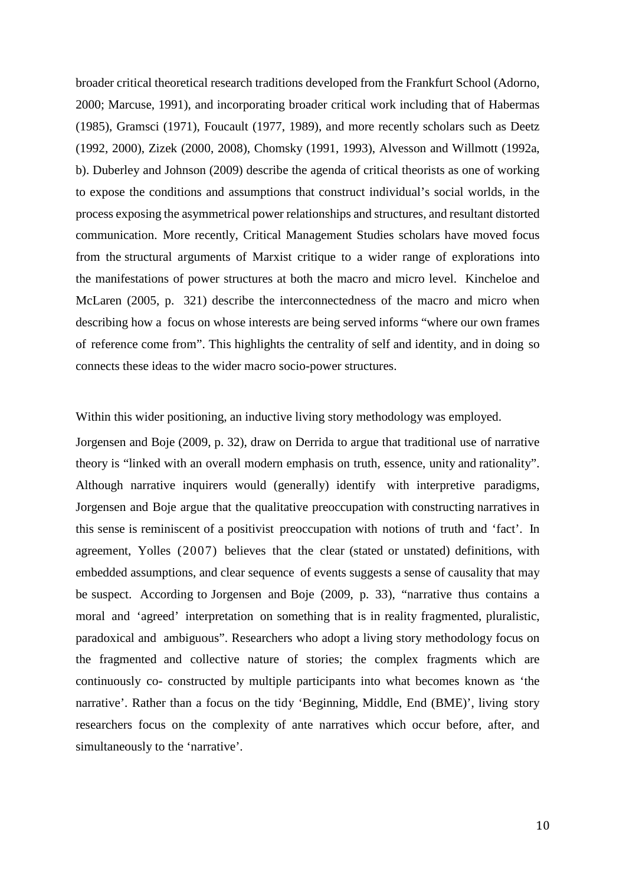broader critical theoretical research traditions developed from the Frankfurt School (Adorno, 2000; Marcuse, 1991), and incorporating broader critical work including that of Habermas (1985), Gramsci (1971), Foucault (1977, 1989), and more recently scholars such as Deetz (1992, 2000), Zizek (2000, 2008), Chomsky (1991, 1993), Alvesson and Willmott (1992a, b). Duberley and Johnson (2009) describe the agenda of critical theorists as one of working to expose the conditions and assumptions that construct individual's social worlds, in the process exposing the asymmetrical power relationships and structures, and resultant distorted communication. More recently, Critical Management Studies scholars have moved focus from the structural arguments of Marxist critique to a wider range of explorations into the manifestations of power structures at both the macro and micro level. Kincheloe and McLaren (2005, p. 321) describe the interconnectedness of the macro and micro when describing how a focus on whose interests are being served informs "where our own frames of reference come from". This highlights the centrality of self and identity, and in doing so connects these ideas to the wider macro socio-power structures.

Within this wider positioning, an inductive living story methodology was employed.

Jorgensen and Boje (2009, p. 32), draw on Derrida to argue that traditional use of narrative theory is "linked with an overall modern emphasis on truth, essence, unity and rationality". Although narrative inquirers would (generally) identify with interpretive paradigms, Jorgensen and Boje argue that the qualitative preoccupation with constructing narratives in this sense is reminiscent of a positivist preoccupation with notions of truth and 'fact'. In agreement, Yolles (2007) believes that the clear (stated or unstated) definitions, with embedded assumptions, and clear sequence of events suggests a sense of causality that may be suspect. According to Jorgensen and Boje (2009, p. 33), "narrative thus contains a moral and 'agreed' interpretation on something that is in reality fragmented, pluralistic, paradoxical and ambiguous". Researchers who adopt a living story methodology focus on the fragmented and collective nature of stories; the complex fragments which are continuously co- constructed by multiple participants into what becomes known as 'the narrative'. Rather than a focus on the tidy 'Beginning, Middle, End (BME)', living story researchers focus on the complexity of ante narratives which occur before, after, and simultaneously to the 'narrative'.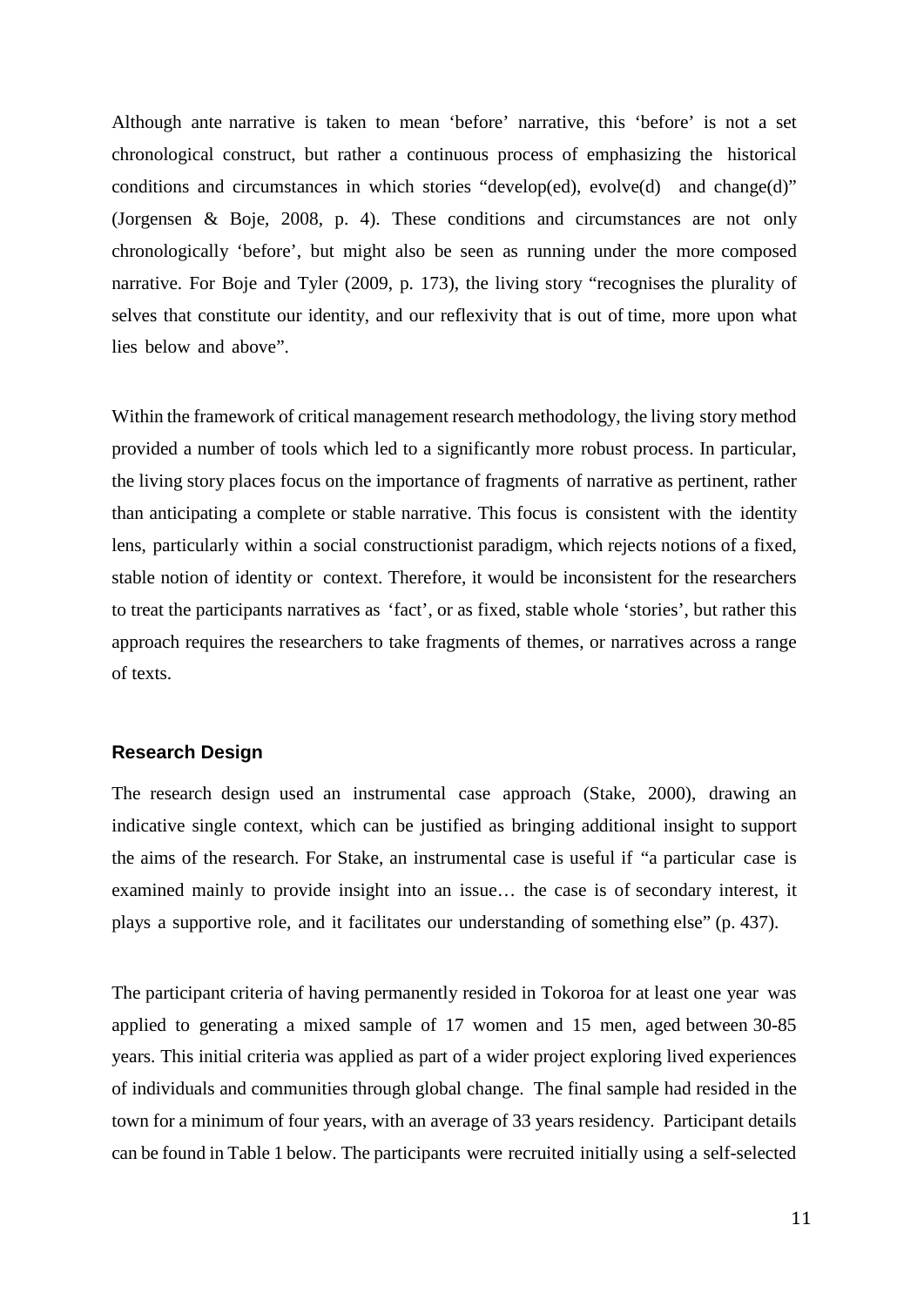Although ante narrative is taken to mean 'before' narrative, this 'before' is not a set chronological construct, but rather a continuous process of emphasizing the historical conditions and circumstances in which stories "develop(ed), evolve(d) and change(d)" (Jorgensen & Boje, 2008, p. 4). These conditions and circumstances are not only chronologically 'before', but might also be seen as running under the more composed narrative. For Boje and Tyler (2009, p. 173), the living story "recognises the plurality of selves that constitute our identity, and our reflexivity that is out of time, more upon what lies below and above".

Within the framework of critical management research methodology, the living story method provided a number of tools which led to a significantly more robust process. In particular, the living story places focus on the importance of fragments of narrative as pertinent, rather than anticipating a complete or stable narrative. This focus is consistent with the identity lens, particularly within a social constructionist paradigm, which rejects notions of a fixed, stable notion of identity or context. Therefore, it would be inconsistent for the researchers to treat the participants narratives as 'fact', or as fixed, stable whole 'stories', but rather this approach requires the researchers to take fragments of themes, or narratives across a range of texts.

## Research Design

The research design used an instrumental case approach (Stake, 2000), drawing an indicative single context, which can be justified as bringing additional insight to support the aims of the research. For Stake, an instrumental case is useful if "a particular case is examined mainly to provide insight into an issue… the case is of secondary interest, it plays a supportive role, and it facilitates our understanding of something else" (p. 437).

The participant criteria of having permanently resided in Tokoroa for at least one year was applied to generating a mixed sample of 17 women and 15 men, aged between 30-85 years. This initial criteria was applied as part of a wider project exploring lived experiences of individuals and communities through global change. The final sample had resided in the town for a minimum of four years, with an average of 33 years residency. Participant details can be found in Table 1 below. The participants were recruited initially using a self-selected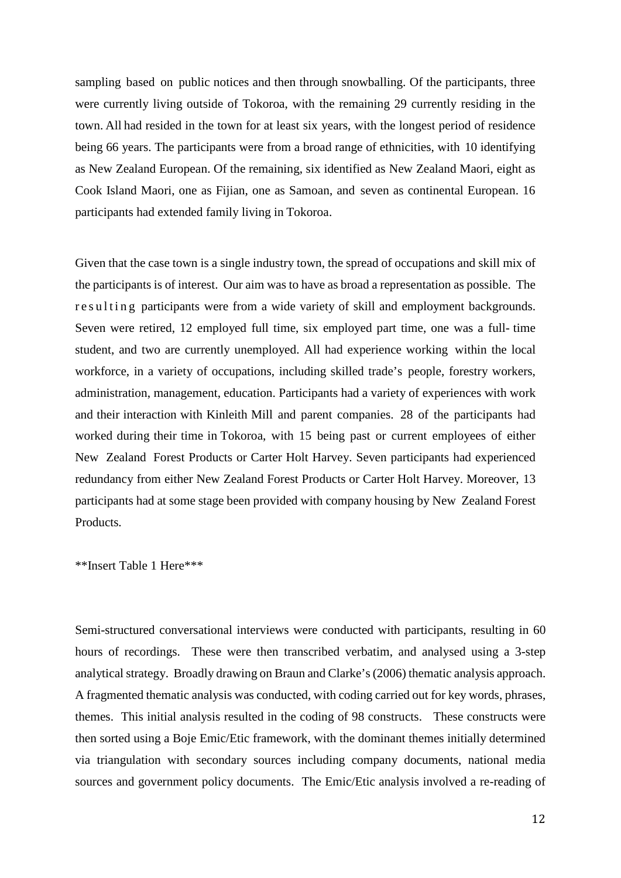sampling based on public notices and then through snowballing. Of the participants, three were currently living outside of Tokoroa, with the remaining 29 currently residing in the town. All had resided in the town for at least six years, with the longest period of residence being 66 years. The participants were from a broad range of ethnicities, with 10 identifying as New Zealand European. Of the remaining, six identified as New Zealand Maori, eight as Cook Island Maori, one as Fijian, one as Samoan, and seven as continental European. 16 participants had extended family living in Tokoroa.

Given that the case town is a single industry town, the spread of occupations and skill mix of the participants is of interest. Our aim was to have as broad a representation as possible. The resulting participants were from a wide variety of skill and employment backgrounds. Seven were retired, 12 employed full time, six employed part time, one was a full- time student, and two are currently unemployed. All had experience working within the local workforce, in a variety of occupations, including skilled trade's people, forestry workers, administration, management, education. Participants had a variety of experiences with work and their interaction with Kinleith Mill and parent companies. 28 of the participants had worked during their time in Tokoroa, with 15 being past or current employees of either New Zealand Forest Products or Carter Holt Harvey. Seven participants had experienced redundancy from either New Zealand Forest Products or Carter Holt Harvey. Moreover, 13 participants had at some stage been provided with company housing by New Zealand Forest Products.

**Insert Table 1 Here***

Semi-structured conversational interviews were conducted with participants, resulting in 60 hours of recordings. These were then transcribed verbatim, and analysed using a 3-step analytical strategy. Broadly drawing on Braun and Clarke's (2006) thematic analysis approach. A fragmented thematic analysis was conducted, with coding carried out for key words, phrases, themes. This initial analysis resulted in the coding of 98 constructs. These constructs were then sorted using a Boje Emic/Etic framework, with the dominant themes initially determined via triangulation with secondary sources including company documents, national media sources and government policy documents. The Emic/Etic analysis involved a re-reading of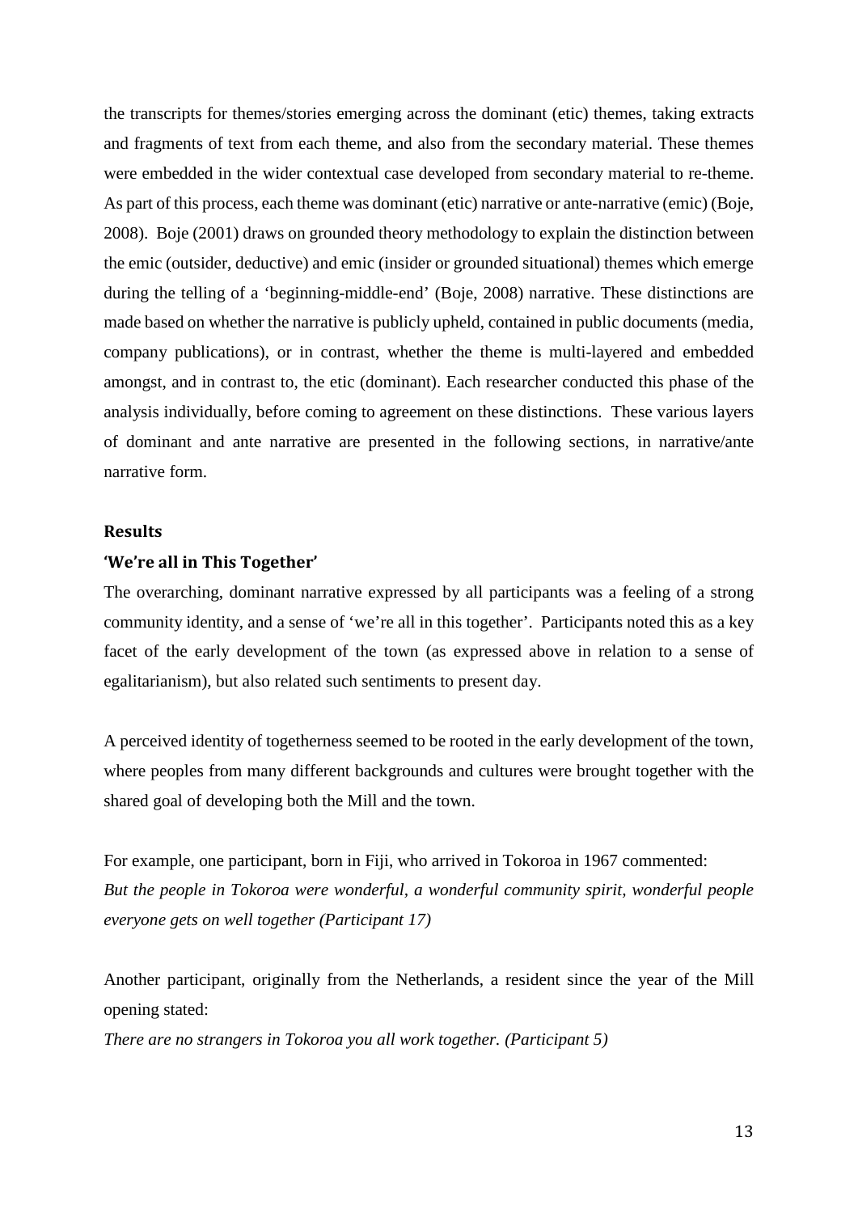the transcripts for themes/stories emerging across the dominant (etic) themes, taking extracts and fragments of text from each theme, and also from the secondary material. These themes were embedded in the wider contextual case developed from secondary material to re-theme. As part of this process, each theme was dominant (etic) narrative or ante-narrative (emic) (Boje, 2008). Boje (2001) draws on grounded theory methodology to explain the distinction between the emic (outsider, deductive) and emic (insider or grounded situational) themes which emerge during the telling of a 'beginning-middle-end' (Boje, 2008) narrative. These distinctions are made based on whether the narrative is publicly upheld, contained in public documents (media, company publications), or in contrast, whether the theme is multi-layered and embedded amongst, and in contrast to, the etic (dominant). Each researcher conducted this phase of the analysis individually, before coming to agreement on these distinctions. These various layers of dominant and ante narrative are presented in the following sections, in narrative/ante narrative form.

## Results

### 'We're all in This Together'

The overarching, dominant narrative expressed by all participants was a feeling of a strong community identity, and a sense of 'we're all in this together'. Participants noted this as a key facet of the early development of the town (as expressed above in relation to a sense of egalitarianism), but also related such sentiments to present day.

A perceived identity of togetherness seemed to be rooted in the early development of the town, where peoples from many different backgrounds and cultures were brought together with the shared goal of developing both the Mill and the town.

For example, one participant, born in Fiji, who arrived in Tokoroa in 1967 commented:
*But the people in Tokoroa were wonderful, a wonderful community spirit, wonderful people everyone gets on well together (Participant 17)*

Another participant, originally from the Netherlands, a resident since the year of the Mill opening stated:

*There are no strangers in Tokoroa you all work together. (Participant 5)*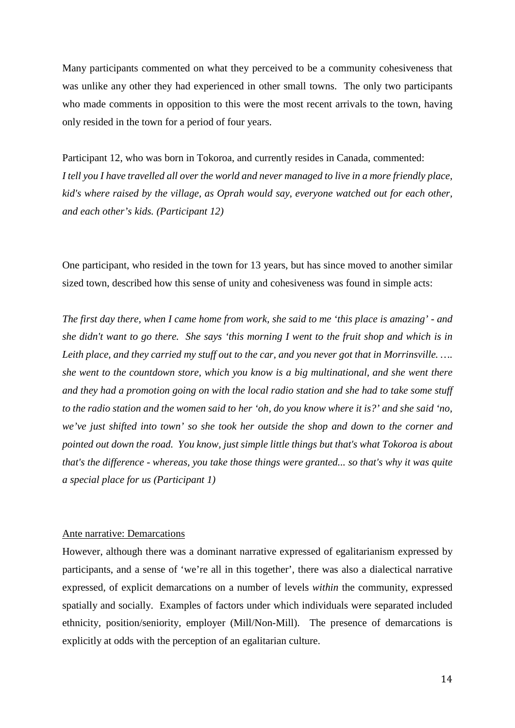Many participants commented on what they perceived to be a community cohesiveness that was unlike any other they had experienced in other small towns. The only two participants who made comments in opposition to this were the most recent arrivals to the town, having only resided in the town for a period of four years.

Participant 12, who was born in Tokoroa, and currently resides in Canada, commented:
*I tell you I have travelled all over the world and never managed to live in a more friendly place, kid's where raised by the village, as Oprah would say, everyone watched out for each other, and each other's kids. (Participant 12)*

One participant, who resided in the town for 13 years, but has since moved to another similar sized town, described how this sense of unity and cohesiveness was found in simple acts:

*The first day there, when I came home from work, she said to me 'this place is amazing' - and she didn't want to go there. She says 'this morning I went to the fruit shop and which is in Leith place, and they carried my stuff out to the car, and you never got that in Morrinsville. …. she went to the countdown store, which you know is a big multinational, and she went there and they had a promotion going on with the local radio station and she had to take some stuff to the radio station and the women said to her 'oh, do you know where it is?' and she said 'no, we've just shifted into town' so she took her outside the shop and down to the corner and pointed out down the road. You know, just simple little things but that's what Tokoroa is about that's the difference - whereas, you take those things were granted... so that's why it was quite a special place for us (Participant 1)*

<u>Ante narrative: Demarcations</u>

However, although there was a dominant narrative expressed of egalitarianism expressed by participants, and a sense of 'we're all in this together', there was also a dialectical narrative expressed, of explicit demarcations on a number of levels *within* the community, expressed spatially and socially. Examples of factors under which individuals were separated included ethnicity, position/seniority, employer (Mill/Non-Mill). The presence of demarcations is explicitly at odds with the perception of an egalitarian culture.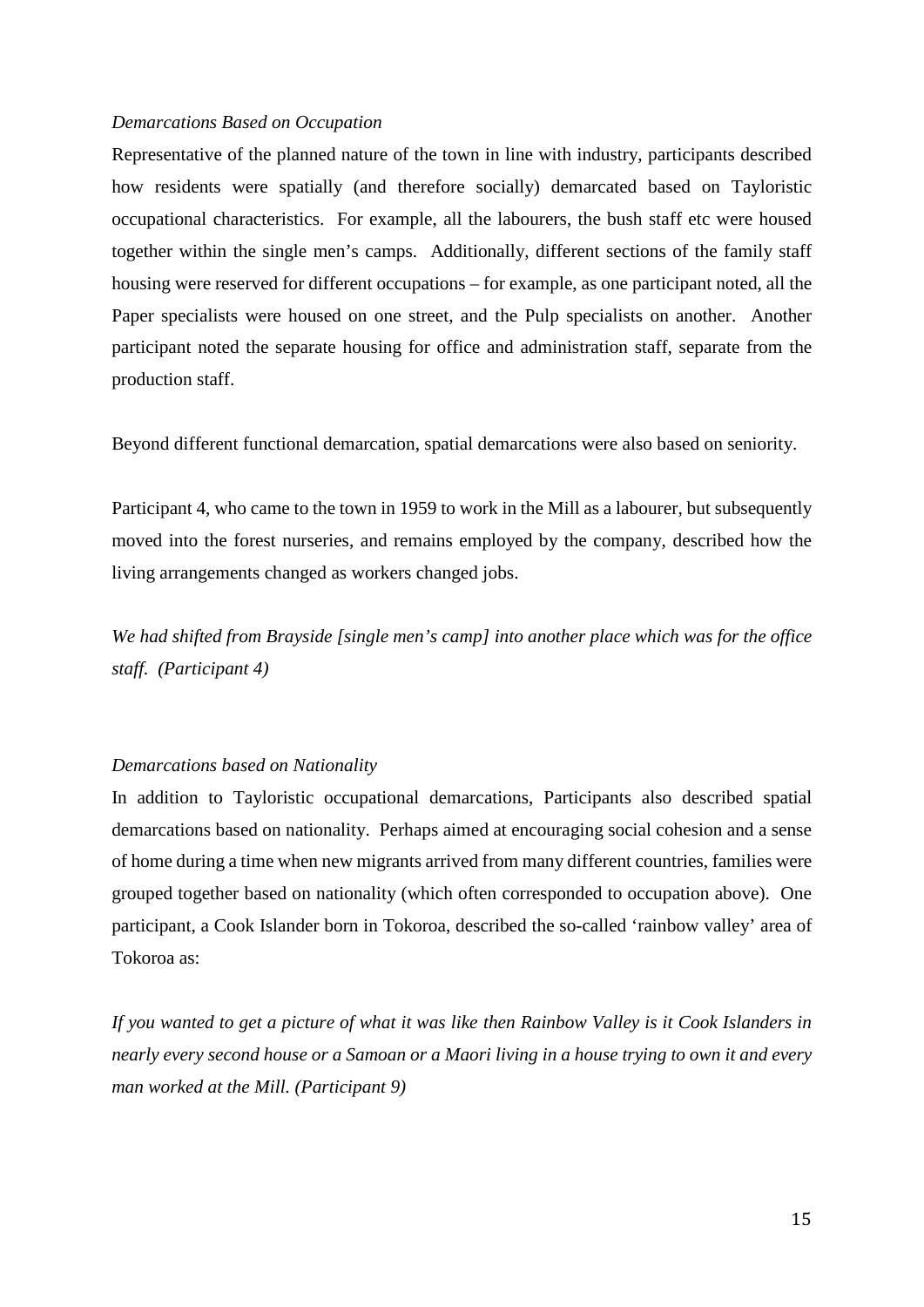*Demarcations Based on Occupation*

Representative of the planned nature of the town in line with industry, participants described how residents were spatially (and therefore socially) demarcated based on Tayloristic occupational characteristics. For example, all the labourers, the bush staff etc were housed together within the single men's camps. Additionally, different sections of the family staff housing were reserved for different occupations – for example, as one participant noted, all the Paper specialists were housed on one street, and the Pulp specialists on another. Another participant noted the separate housing for office and administration staff, separate from the production staff.

Beyond different functional demarcation, spatial demarcations were also based on seniority.

Participant 4, who came to the town in 1959 to work in the Mill as a labourer, but subsequently moved into the forest nurseries, and remains employed by the company, described how the living arrangements changed as workers changed jobs.

*We had shifted from Brayside [single men's camp] into another place which was for the office staff. (Participant 4)*

*Demarcations based on Nationality*

In addition to Tayloristic occupational demarcations, Participants also described spatial demarcations based on nationality. Perhaps aimed at encouraging social cohesion and a sense of home during a time when new migrants arrived from many different countries, families were grouped together based on nationality (which often corresponded to occupation above). One participant, a Cook Islander born in Tokoroa, described the so-called 'rainbow valley' area of Tokoroa as:

*If you wanted to get a picture of what it was like then Rainbow Valley is it Cook Islanders in nearly every second house or a Samoan or a Maori living in a house trying to own it and every man worked at the Mill. (Participant 9)*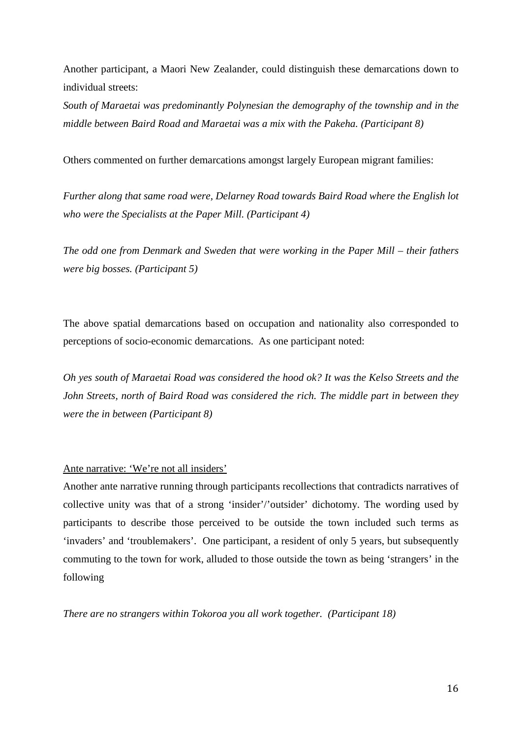Another participant, a Maori New Zealander, could distinguish these demarcations down to individual streets:

*South of Maraetai was predominantly Polynesian the demography of the township and in the middle between Baird Road and Maraetai was a mix with the Pakeha. (Participant 8)*

Others commented on further demarcations amongst largely European migrant families:

*Further along that same road were, Delarney Road towards Baird Road where the English lot who were the Specialists at the Paper Mill. (Participant 4)*

*The odd one from Denmark and Sweden that were working in the Paper Mill – their fathers were big bosses. (Participant 5)*

The above spatial demarcations based on occupation and nationality also corresponded to perceptions of socio-economic demarcations. As one participant noted:

*Oh yes south of Maraetai Road was considered the hood ok? It was the Kelso Streets and the John Streets, north of Baird Road was considered the rich. The middle part in between they were the in between (Participant 8)*

<u>Ante narrative: 'We're not all insiders'</u>

Another ante narrative running through participants recollections that contradicts narratives of collective unity was that of a strong 'insider'/'outsider' dichotomy. The wording used by participants to describe those perceived to be outside the town included such terms as 'invaders' and 'troublemakers'. One participant, a resident of only 5 years, but subsequently commuting to the town for work, alluded to those outside the town as being 'strangers' in the following

*There are no strangers within Tokoroa you all work together. (Participant 18)*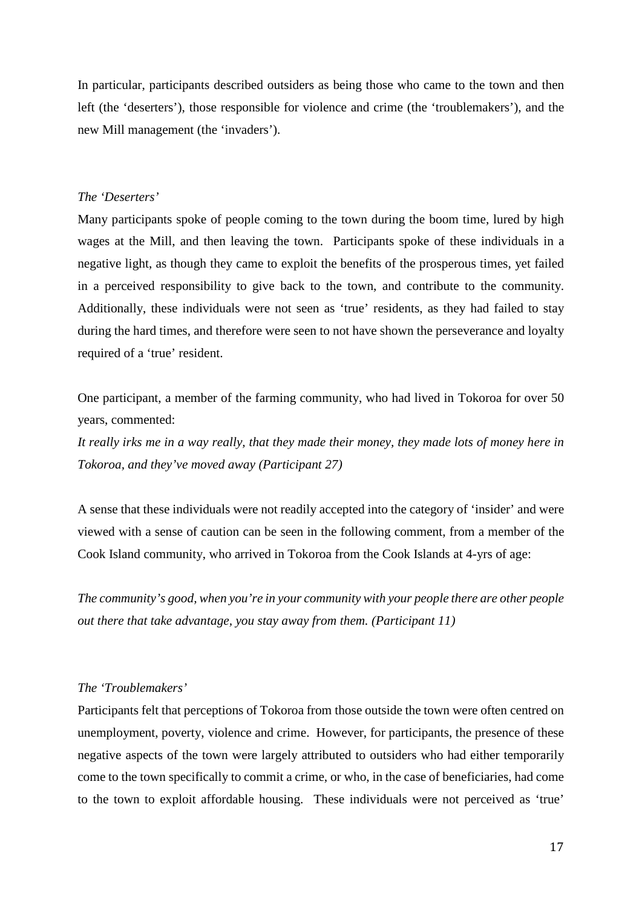In particular, participants described outsiders as being those who came to the town and then left (the 'deserters'), those responsible for violence and crime (the 'troublemakers'), and the new Mill management (the 'invaders').

*The 'Deserters'*

Many participants spoke of people coming to the town during the boom time, lured by high wages at the Mill, and then leaving the town. Participants spoke of these individuals in a negative light, as though they came to exploit the benefits of the prosperous times, yet failed in a perceived responsibility to give back to the town, and contribute to the community. Additionally, these individuals were not seen as 'true' residents, as they had failed to stay during the hard times, and therefore were seen to not have shown the perseverance and loyalty required of a 'true' resident.

One participant, a member of the farming community, who had lived in Tokoroa for over 50 years, commented:

*It really irks me in a way really, that they made their money, they made lots of money here in Tokoroa, and they've moved away (Participant 27)*

A sense that these individuals were not readily accepted into the category of 'insider' and were viewed with a sense of caution can be seen in the following comment, from a member of the Cook Island community, who arrived in Tokoroa from the Cook Islands at 4-yrs of age:

*The community's good, when you're in your community with your people there are other people out there that take advantage, you stay away from them. (Participant 11)*

*The 'Troublemakers'*

Participants felt that perceptions of Tokoroa from those outside the town were often centred on unemployment, poverty, violence and crime. However, for participants, the presence of these negative aspects of the town were largely attributed to outsiders who had either temporarily come to the town specifically to commit a crime, or who, in the case of beneficiaries, had come to the town to exploit affordable housing. These individuals were not perceived as 'true'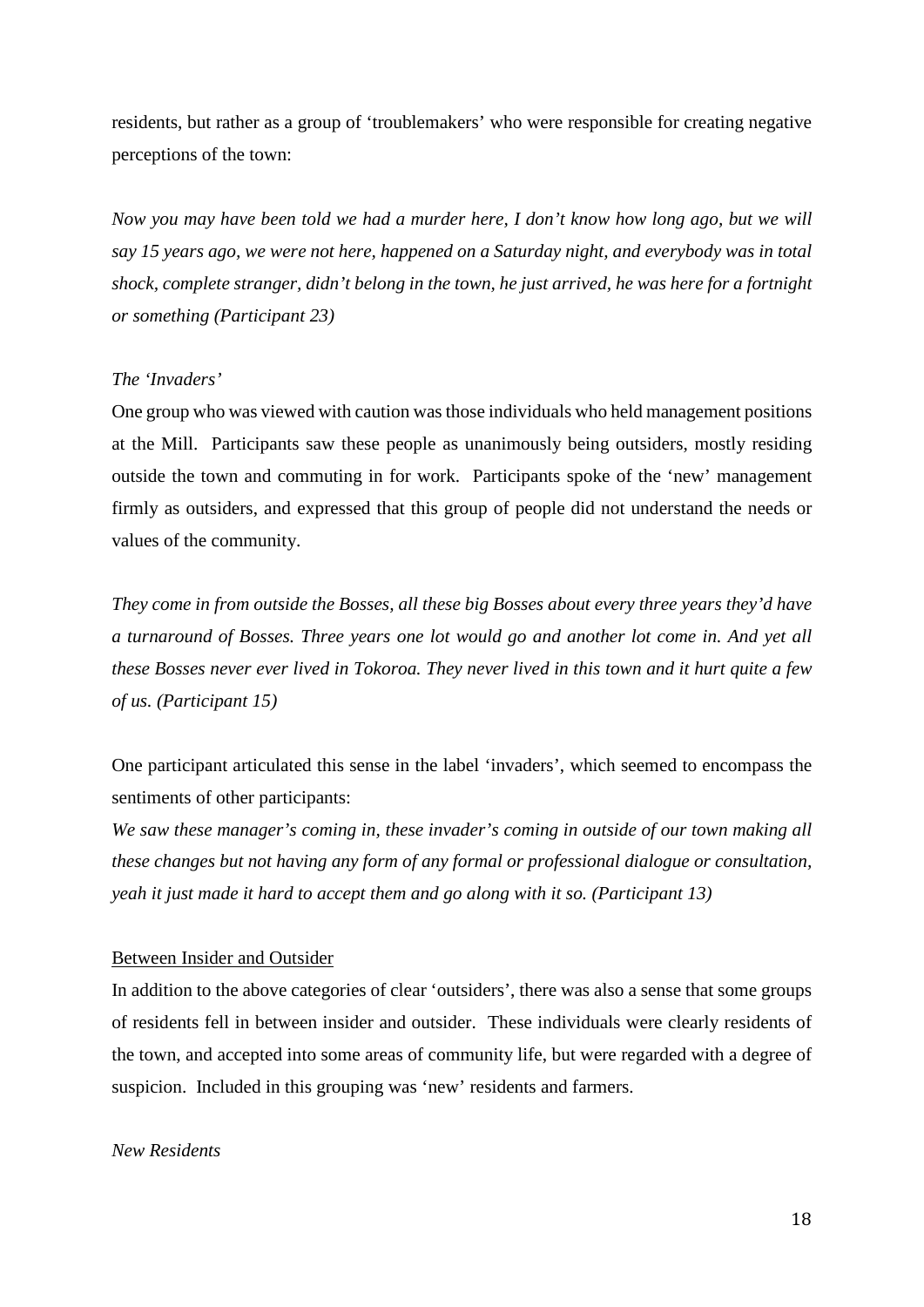residents, but rather as a group of 'troublemakers' who were responsible for creating negative perceptions of the town:

*Now you may have been told we had a murder here, I don't know how long ago, but we will say 15 years ago, we were not here, happened on a Saturday night, and everybody was in total shock, complete stranger, didn't belong in the town, he just arrived, he was here for a fortnight or something (Participant 23)*

*The 'Invaders'*

One group who was viewed with caution was those individuals who held management positions at the Mill. Participants saw these people as unanimously being outsiders, mostly residing outside the town and commuting in for work. Participants spoke of the 'new' management firmly as outsiders, and expressed that this group of people did not understand the needs or values of the community.

*They come in from outside the Bosses, all these big Bosses about every three years they'd have a turnaround of Bosses. Three years one lot would go and another lot come in. And yet all these Bosses never ever lived in Tokoroa. They never lived in this town and it hurt quite a few of us. (Participant 15)*

One participant articulated this sense in the label 'invaders', which seemed to encompass the sentiments of other participants:

*We saw these manager's coming in, these invader's coming in outside of our town making all these changes but not having any form of any formal or professional dialogue or consultation, yeah it just made it hard to accept them and go along with it so. (Participant 13)*

<u>Between Insider and Outsider</u>

In addition to the above categories of clear 'outsiders', there was also a sense that some groups of residents fell in between insider and outsider. These individuals were clearly residents of the town, and accepted into some areas of community life, but were regarded with a degree of suspicion. Included in this grouping was 'new' residents and farmers.

*New Residents*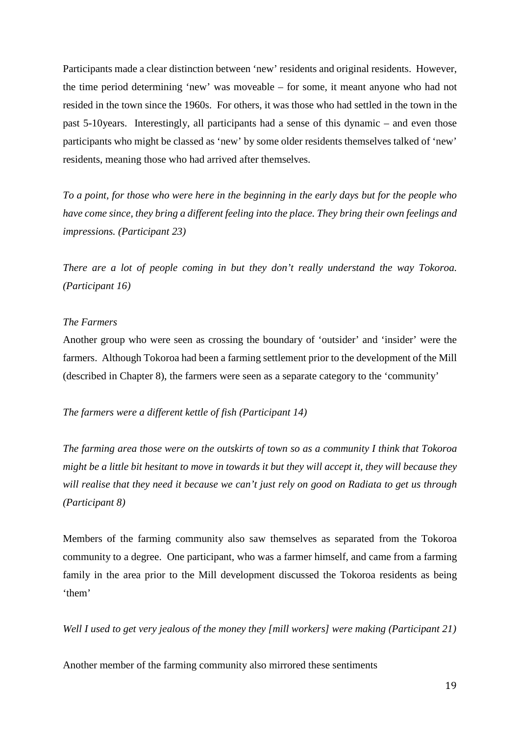Participants made a clear distinction between 'new' residents and original residents. However, the time period determining 'new' was moveable – for some, it meant anyone who had not resided in the town since the 1960s. For others, it was those who had settled in the town in the past 5-10years. Interestingly, all participants had a sense of this dynamic – and even those participants who might be classed as 'new' by some older residents themselves talked of 'new' residents, meaning those who had arrived after themselves.

*To a point, for those who were here in the beginning in the early days but for the people who have come since, they bring a different feeling into the place. They bring their own feelings and impressions. (Participant 23)*

*There are a lot of people coming in but they don't really understand the way Tokoroa. (Participant 16)*

*The Farmers*

Another group who were seen as crossing the boundary of 'outsider' and 'insider' were the farmers. Although Tokoroa had been a farming settlement prior to the development of the Mill (described in Chapter 8), the farmers were seen as a separate category to the 'community'

*The farmers were a different kettle of fish (Participant 14)*

*The farming area those were on the outskirts of town so as a community I think that Tokoroa might be a little bit hesitant to move in towards it but they will accept it, they will because they will realise that they need it because we can't just rely on good on Radiata to get us through (Participant 8)*

Members of the farming community also saw themselves as separated from the Tokoroa community to a degree. One participant, who was a farmer himself, and came from a farming family in the area prior to the Mill development discussed the Tokoroa residents as being 'them'

*Well I used to get very jealous of the money they [mill workers] were making (Participant 21)*

Another member of the farming community also mirrored these sentiments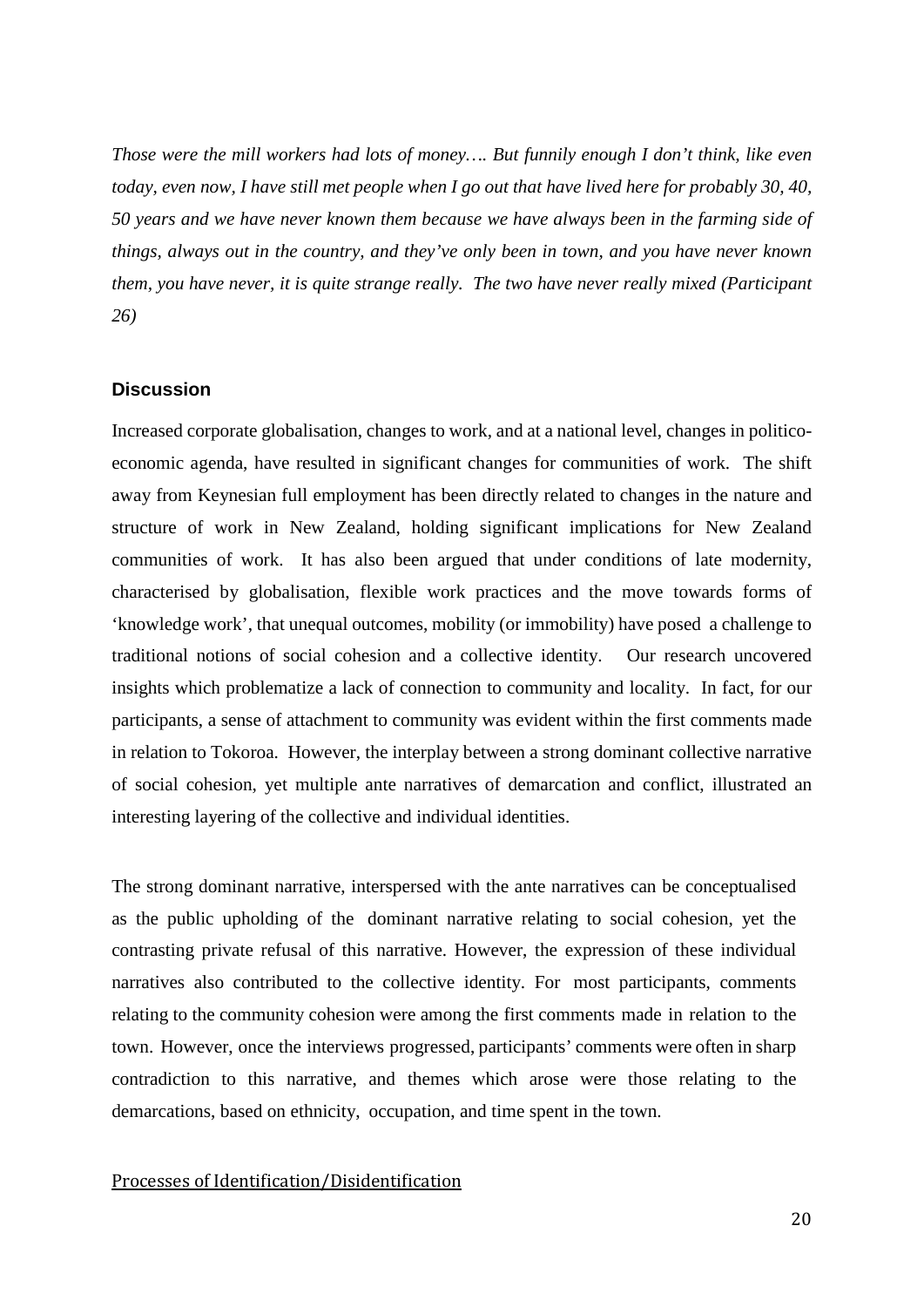*Those were the mill workers had lots of money…. But funnily enough I don't think, like even today, even now, I have still met people when I go out that have lived here for probably 30, 40, 50 years and we have never known them because we have always been in the farming side of things, always out in the country, and they've only been in town, and you have never known them, you have never, it is quite strange really. The two have never really mixed (Participant 26)*

## Discussion

Increased corporate globalisation, changes to work, and at a national level, changes in politico-economic agenda, have resulted in significant changes for communities of work. The shift away from Keynesian full employment has been directly related to changes in the nature and structure of work in New Zealand, holding significant implications for New Zealand communities of work. It has also been argued that under conditions of late modernity, characterised by globalisation, flexible work practices and the move towards forms of 'knowledge work', that unequal outcomes, mobility (or immobility) have posed a challenge to traditional notions of social cohesion and a collective identity. Our research uncovered insights which problematize a lack of connection to community and locality. In fact, for our participants, a sense of attachment to community was evident within the first comments made in relation to Tokoroa. However, the interplay between a strong dominant collective narrative of social cohesion, yet multiple ante narratives of demarcation and conflict, illustrated an interesting layering of the collective and individual identities.

The strong dominant narrative, interspersed with the ante narratives can be conceptualised as the public upholding of the dominant narrative relating to social cohesion, yet the contrasting private refusal of this narrative. However, the expression of these individual narratives also contributed to the collective identity. For most participants, comments relating to the community cohesion were among the first comments made in relation to the town. However, once the interviews progressed, participants' comments were often in sharp contradiction to this narrative, and themes which arose were those relating to the demarcations, based on ethnicity, occupation, and time spent in the town.

### Processes of Identification/Disidentification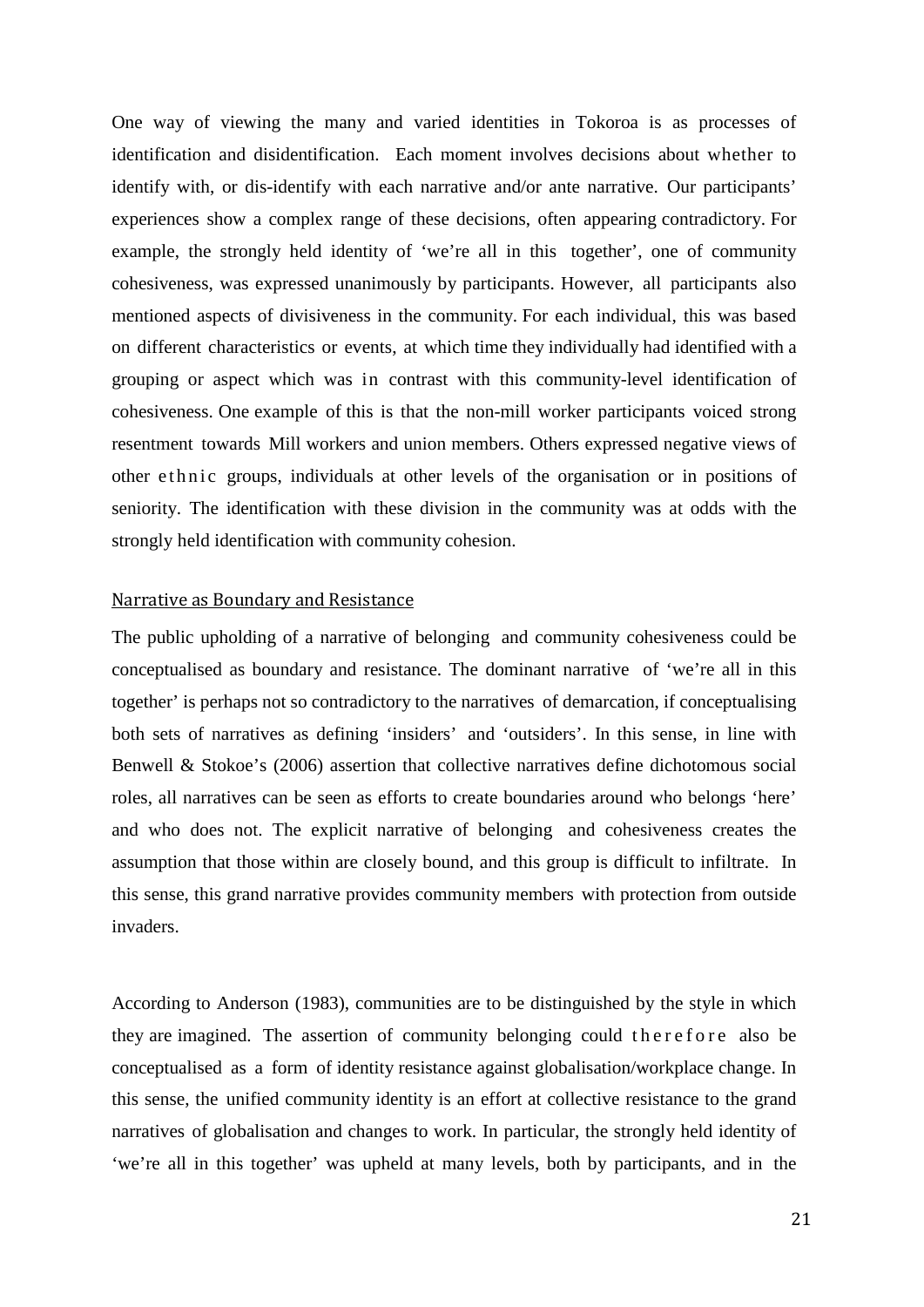One way of viewing the many and varied identities in Tokoroa is as processes of identification and disidentification. Each moment involves decisions about whether to identify with, or dis-identify with each narrative and/or ante narrative. Our participants' experiences show a complex range of these decisions, often appearing contradictory. For example, the strongly held identity of 'we're all in this together', one of community cohesiveness, was expressed unanimously by participants. However, all participants also mentioned aspects of divisiveness in the community. For each individual, this was based on different characteristics or events, at which time they individually had identified with a grouping or aspect which was in contrast with this community-level identification of cohesiveness. One example of this is that the non-mill worker participants voiced strong resentment towards Mill workers and union members. Others expressed negative views of other ethnic groups, individuals at other levels of the organisation or in positions of seniority. The identification with these division in the community was at odds with the strongly held identification with community cohesion.

## Narrative as Boundary and Resistance

The public upholding of a narrative of belonging and community cohesiveness could be conceptualised as boundary and resistance. The dominant narrative of 'we're all in this together' is perhaps not so contradictory to the narratives of demarcation, if conceptualising both sets of narratives as defining 'insiders' and 'outsiders'. In this sense, in line with Benwell & Stokoe's (2006) assertion that collective narratives define dichotomous social roles, all narratives can be seen as efforts to create boundaries around who belongs 'here' and who does not. The explicit narrative of belonging and cohesiveness creates the assumption that those within are closely bound, and this group is difficult to infiltrate. In this sense, this grand narrative provides community members with protection from outside invaders.

According to Anderson (1983), communities are to be distinguished by the style in which they are imagined. The assertion of community belonging could therefore also be conceptualised as a form of identity resistance against globalisation/workplace change. In this sense, the unified community identity is an effort at collective resistance to the grand narratives of globalisation and changes to work. In particular, the strongly held identity of 'we're all in this together' was upheld at many levels, both by participants, and in the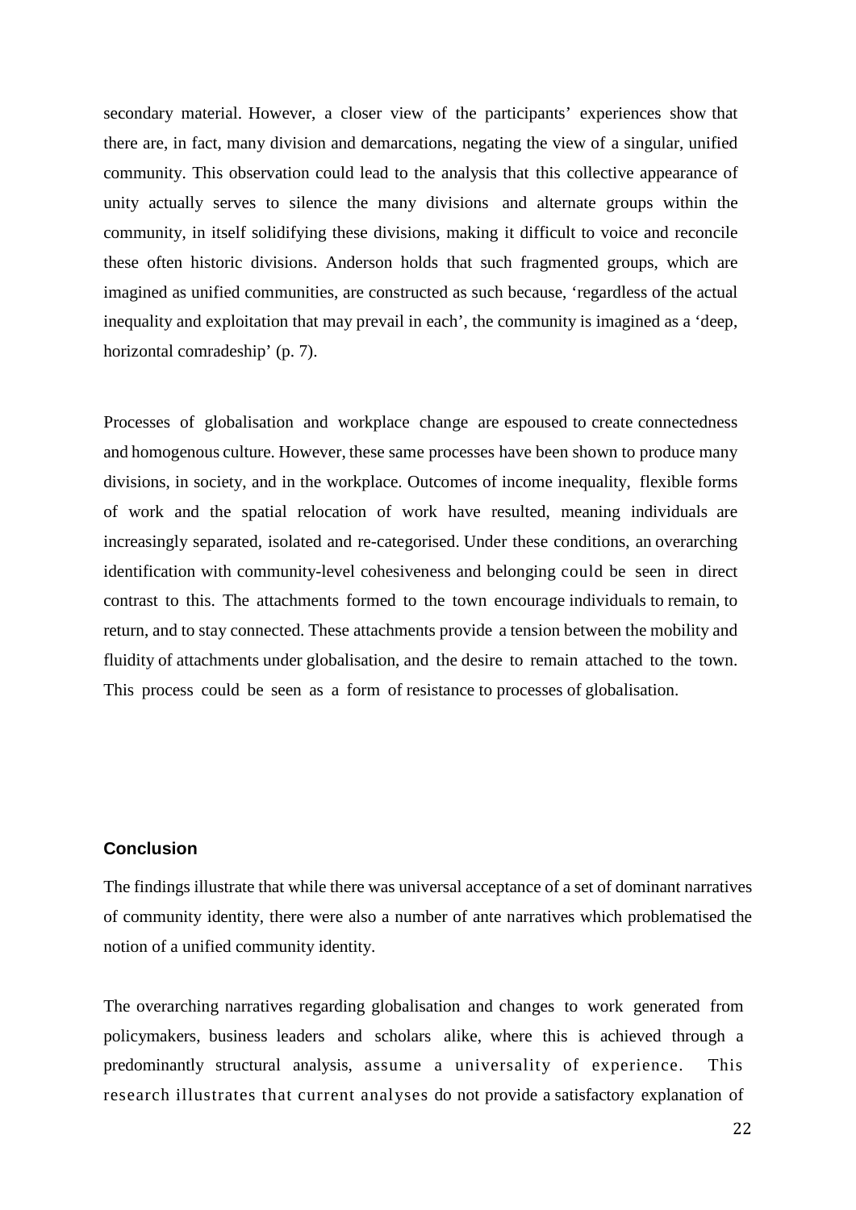secondary material. However, a closer view of the participants' experiences show that there are, in fact, many division and demarcations, negating the view of a singular, unified community. This observation could lead to the analysis that this collective appearance of unity actually serves to silence the many divisions and alternate groups within the community, in itself solidifying these divisions, making it difficult to voice and reconcile these often historic divisions. Anderson holds that such fragmented groups, which are imagined as unified communities, are constructed as such because, 'regardless of the actual inequality and exploitation that may prevail in each', the community is imagined as a 'deep, horizontal comradeship' (p. 7).

Processes of globalisation and workplace change are espoused to create connectedness and homogenous culture. However, these same processes have been shown to produce many divisions, in society, and in the workplace. Outcomes of income inequality, flexible forms of work and the spatial relocation of work have resulted, meaning individuals are increasingly separated, isolated and re-categorised. Under these conditions, an overarching identification with community-level cohesiveness and belonging could be seen in direct contrast to this. The attachments formed to the town encourage individuals to remain, to return, and to stay connected. These attachments provide a tension between the mobility and fluidity of attachments under globalisation, and the desire to remain attached to the town. This process could be seen as a form of resistance to processes of globalisation.

## Conclusion

The findings illustrate that while there was universal acceptance of a set of dominant narratives of community identity, there were also a number of ante narratives which problematised the notion of a unified community identity.

The overarching narratives regarding globalisation and changes to work generated from policymakers, business leaders and scholars alike, where this is achieved through a predominantly structural analysis, assume a universality of experience. This research illustrates that current analyses do not provide a satisfactory explanation of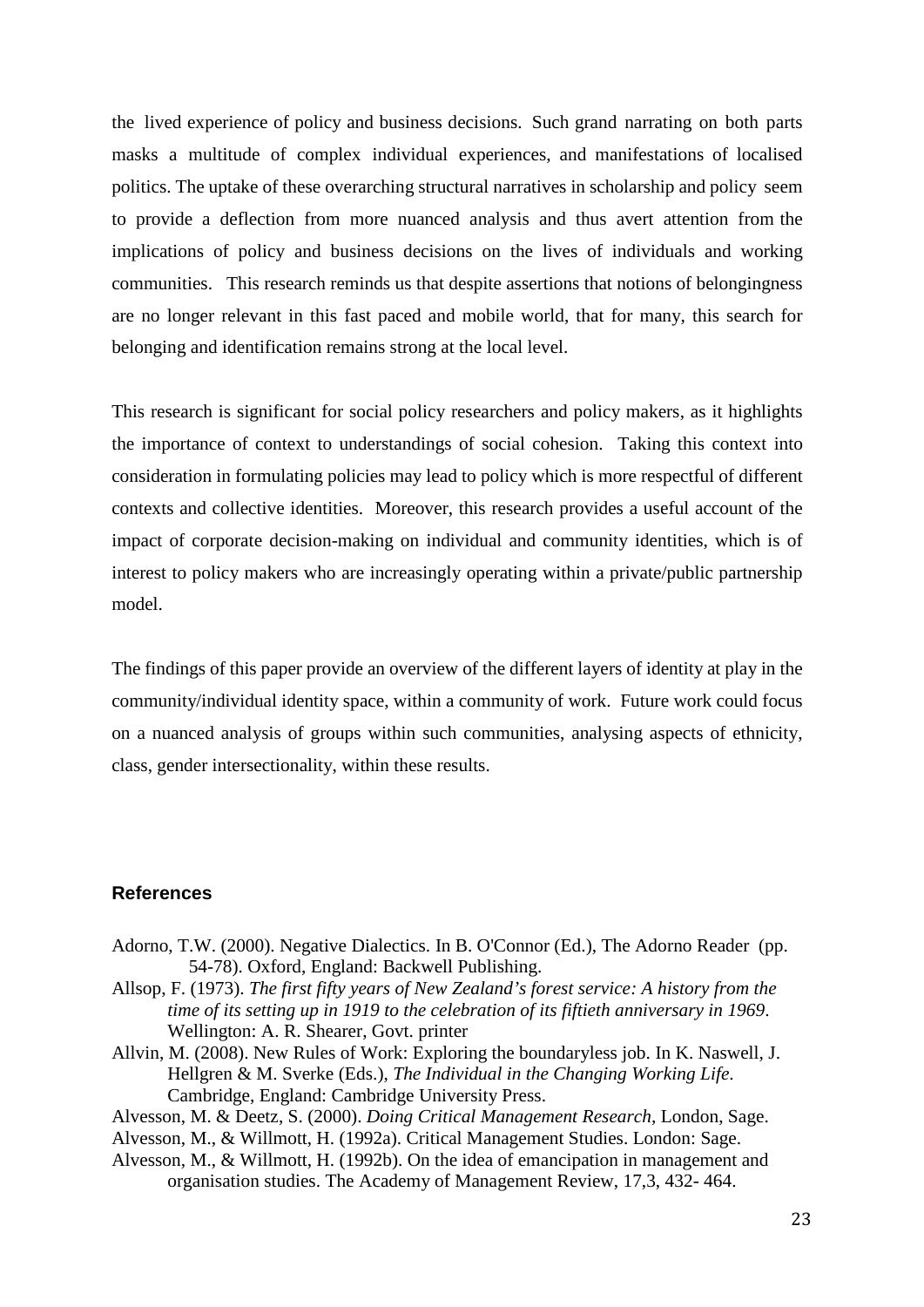the lived experience of policy and business decisions. Such grand narrating on both parts masks a multitude of complex individual experiences, and manifestations of localised politics. The uptake of these overarching structural narratives in scholarship and policy seem to provide a deflection from more nuanced analysis and thus avert attention from the implications of policy and business decisions on the lives of individuals and working communities. This research reminds us that despite assertions that notions of belongingness are no longer relevant in this fast paced and mobile world, that for many, this search for belonging and identification remains strong at the local level.

This research is significant for social policy researchers and policy makers, as it highlights the importance of context to understandings of social cohesion. Taking this context into consideration in formulating policies may lead to policy which is more respectful of different contexts and collective identities. Moreover, this research provides a useful account of the impact of corporate decision-making on individual and community identities, which is of interest to policy makers who are increasingly operating within a private/public partnership model.

The findings of this paper provide an overview of the different layers of identity at play in the community/individual identity space, within a community of work. Future work could focus on a nuanced analysis of groups within such communities, analysing aspects of ethnicity, class, gender intersectionality, within these results.

## References

Adorno, T.W. (2000). Negative Dialectics. In B. O'Connor (Ed.), The Adorno Reader (pp. 54-78). Oxford, England: Backwell Publishing.

Allsop, F. (1973). *The first fifty years of New Zealand's forest service: A history from the time of its setting up in 1919 to the celebration of its fiftieth anniversary in 1969*. Wellington: A. R. Shearer, Govt. printer

Allvin, M. (2008). New Rules of Work: Exploring the boundaryless job. In K. Naswell, J. Hellgren & M. Sverke (Eds.), *The Individual in the Changing Working Life.* Cambridge, England: Cambridge University Press.

Alvesson, M. & Deetz, S. (2000). *Doing Critical Management Research,* London, Sage.

Alvesson, M., & Willmott, H. (1992a). Critical Management Studies. London: Sage.

Alvesson, M., & Willmott, H. (1992b). On the idea of emancipation in management and organisation studies. The Academy of Management Review, 17,3, 432- 464.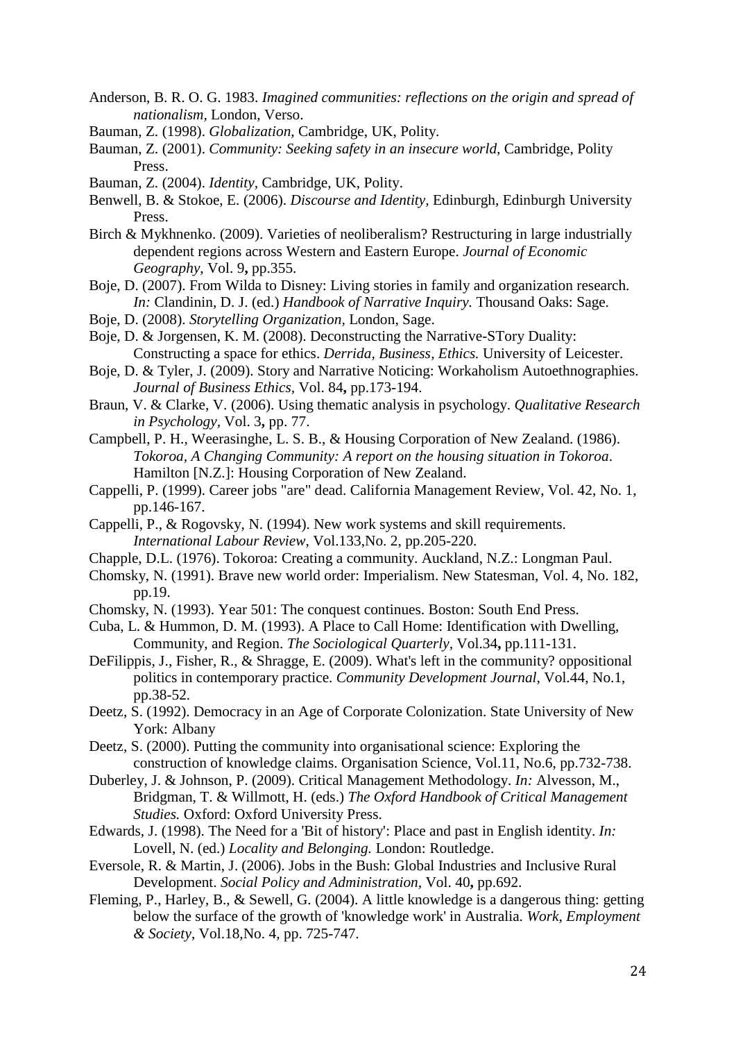Anderson, B. R. O. G. 1983. *Imagined communities: reflections on the origin and spread of nationalism,* London, Verso.

Bauman, Z. (1998). *Globalization,* Cambridge, UK, Polity.

Bauman, Z. (2001). *Community: Seeking safety in an insecure world,* Cambridge, Polity Press.

Bauman, Z. (2004). *Identity,* Cambridge, UK, Polity.

Benwell, B. & Stokoe, E. (2006). *Discourse and Identity,* Edinburgh, Edinburgh University Press.

Birch & Mykhnenko. (2009). Varieties of neoliberalism? Restructuring in large industrially dependent regions across Western and Eastern Europe. *Journal of Economic Geography,* Vol. 9**,** pp.355.

Boje, D. (2007). From Wilda to Disney: Living stories in family and organization research. *In:* Clandinin, D. J. (ed.) *Handbook of Narrative Inquiry.* Thousand Oaks: Sage.

Boje, D. (2008). *Storytelling Organization,* London, Sage.

Boje, D. & Jorgensen, K. M. (2008). Deconstructing the Narrative-STory Duality: Constructing a space for ethics. *Derrida, Business, Ethics.* University of Leicester.

Boje, D. & Tyler, J. (2009). Story and Narrative Noticing: Workaholism Autoethnographies. *Journal of Business Ethics*, Vol. 84**,** pp.173-194.

Braun, V. & Clarke, V. (2006). Using thematic analysis in psychology. *Qualitative Research in Psychology*, Vol. 3**,** pp. 77.

Campbell, P. H., Weerasinghe, L. S. B., & Housing Corporation of New Zealand. (1986). *Tokoroa, A Changing Community: A report on the housing situation in Tokoroa*. Hamilton [N.Z.]: Housing Corporation of New Zealand.

Cappelli, P. (1999). Career jobs "are" dead. California Management Review, Vol. 42, No. 1, pp.146-167.

Cappelli, P., & Rogovsky, N. (1994). New work systems and skill requirements. *International Labour Review*, Vol.133,No. 2, pp.205-220.

Chapple, D.L. (1976). Tokoroa: Creating a community. Auckland, N.Z.: Longman Paul.

Chomsky, N. (1991). Brave new world order: Imperialism. New Statesman, Vol. 4, No. 182, pp.19.

Chomsky, N. (1993). Year 501: The conquest continues. Boston: South End Press.

Cuba, L. & Hummon, D. M. (1993). A Place to Call Home: Identification with Dwelling, Community, and Region. *The Sociological Quarterly*, Vol.34**,** pp.111-131.

DeFilippis, J., Fisher, R., & Shragge, E. (2009). What's left in the community? oppositional politics in contemporary practice. *Community Development Journal*, Vol.44, No.1, pp.38-52.

Deetz, S. (1992). Democracy in an Age of Corporate Colonization. State University of New York: Albany

Deetz, S. (2000). Putting the community into organisational science: Exploring the construction of knowledge claims. Organisation Science, Vol.11, No.6, pp.732-738.

Duberley, J. & Johnson, P. (2009). Critical Management Methodology. *In:* Alvesson, M., Bridgman, T. & Willmott, H. (eds.) *The Oxford Handbook of Critical Management Studies.* Oxford: Oxford University Press.

Edwards, J. (1998). The Need for a 'Bit of history': Place and past in English identity. *In:* Lovell, N. (ed.) *Locality and Belonging.* London: Routledge.

Eversole, R. & Martin, J. (2006). Jobs in the Bush: Global Industries and Inclusive Rural Development. *Social Policy and Administration*, Vol. 40**,** pp.692.

Fleming, P., Harley, B., & Sewell, G. (2004). A little knowledge is a dangerous thing: getting below the surface of the growth of 'knowledge work' in Australia. *Work, Employment & Society*, Vol.18,No. 4, pp. 725-747.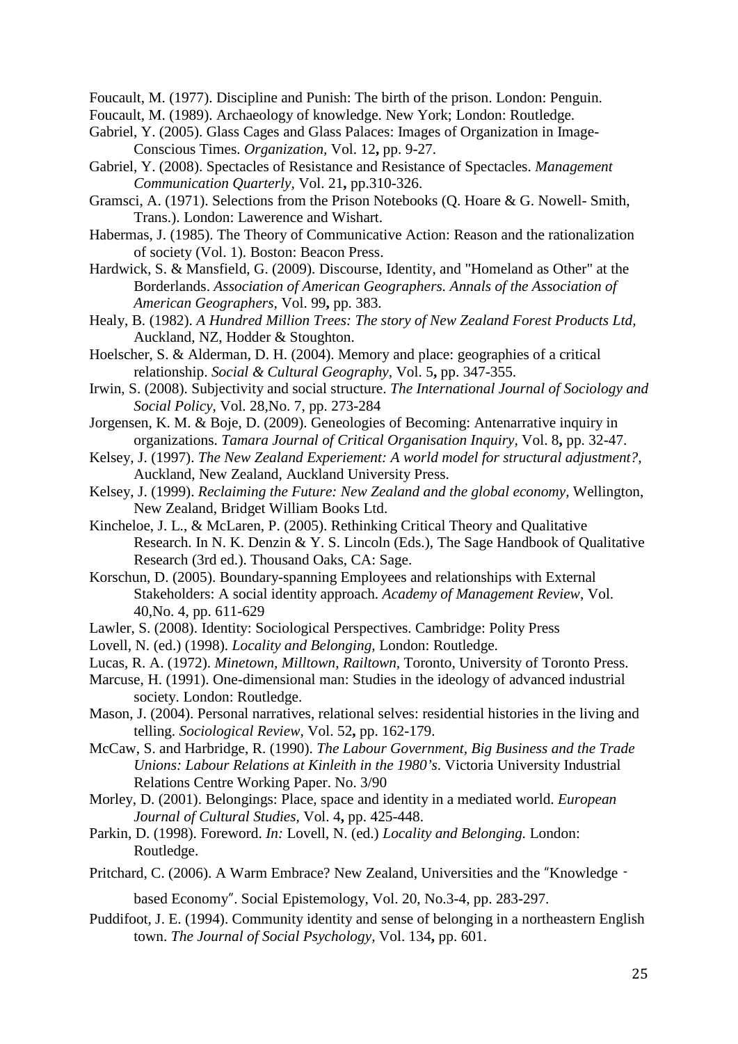Foucault, M. (1977). Discipline and Punish: The birth of the prison. London: Penguin.

Foucault, M. (1989). Archaeology of knowledge. New York; London: Routledge.

Gabriel, Y. (2005). Glass Cages and Glass Palaces: Images of Organization in Image-Conscious Times. *Organization,* Vol. 12**,** pp. 9-27.

Gabriel, Y. (2008). Spectacles of Resistance and Resistance of Spectacles. *Management Communication Quarterly,* Vol. 21**,** pp.310-326.

Gramsci, A. (1971). Selections from the Prison Notebooks (Q. Hoare & G. Nowell- Smith, Trans.). London: Lawerence and Wishart.

Habermas, J. (1985). The Theory of Communicative Action: Reason and the rationalization of society (Vol. 1). Boston: Beacon Press.

Hardwick, S. & Mansfield, G. (2009). Discourse, Identity, and "Homeland as Other" at the Borderlands. *Association of American Geographers. Annals of the Association of American Geographers,* Vol. 99**,** pp. 383.

Healy, B. (1982). *A Hundred Million Trees: The story of New Zealand Forest Products Ltd,* Auckland, NZ, Hodder & Stoughton.

Hoelscher, S. & Alderman, D. H. (2004). Memory and place: geographies of a critical relationship. *Social & Cultural Geography,* Vol. 5**,** pp. 347-355.

Irwin, S. (2008). Subjectivity and social structure. *The International Journal of Sociology and Social Policy,* Vol. 28,No. 7, pp. 273-284

Jorgensen, K. M. & Boje, D. (2009). Geneologies of Becoming: Antenarrative inquiry in organizations. *Tamara Journal of Critical Organisation Inquiry,* Vol. 8**,** pp. 32-47.

Kelsey, J. (1997). *The New Zealand Experiement: A world model for structural adjustment?,* Auckland, New Zealand, Auckland University Press.

Kelsey, J. (1999). *Reclaiming the Future: New Zealand and the global economy,* Wellington, New Zealand, Bridget William Books Ltd.

Kincheloe, J. L., & McLaren, P. (2005). Rethinking Critical Theory and Qualitative Research. In N. K. Denzin & Y. S. Lincoln (Eds.), The Sage Handbook of Qualitative Research (3rd ed.). Thousand Oaks, CA: Sage.

Korschun, D. (2005). Boundary-spanning Employees and relationships with External Stakeholders: A social identity approach. *Academy of Management Review*, Vol. 40,No. 4, pp. 611-629

Lawler, S. (2008). Identity: Sociological Perspectives. Cambridge: Polity Press

Lovell, N. (ed.) (1998). *Locality and Belonging,* London: Routledge.

Lucas, R. A. (1972). *Minetown, Milltown, Railtown,* Toronto, University of Toronto Press.

Marcuse, H. (1991). One-dimensional man: Studies in the ideology of advanced industrial society. London: Routledge.

Mason, J. (2004). Personal narratives, relational selves: residential histories in the living and telling. *Sociological Review,* Vol. 52**,** pp. 162-179.

McCaw, S. and Harbridge, R. (1990). *The Labour Government, Big Business and the Trade Unions: Labour Relations at Kinleith in the 1980's*. Victoria University Industrial Relations Centre Working Paper. No. 3/90

Morley, D. (2001). Belongings: Place, space and identity in a mediated world. *European Journal of Cultural Studies,* Vol. 4**,** pp. 425-448.

Parkin, D. (1998). Foreword. *In:* Lovell, N. (ed.) *Locality and Belonging.* London: Routledge.

Pritchard, C. (2006). A Warm Embrace? New Zealand, Universities and the "Knowledge - based Economy". Social Epistemology, Vol. 20, No.3-4, pp. 283-297.

Puddifoot, J. E. (1994). Community identity and sense of belonging in a northeastern English town. *The Journal of Social Psychology,* Vol. 134**,** pp. 601.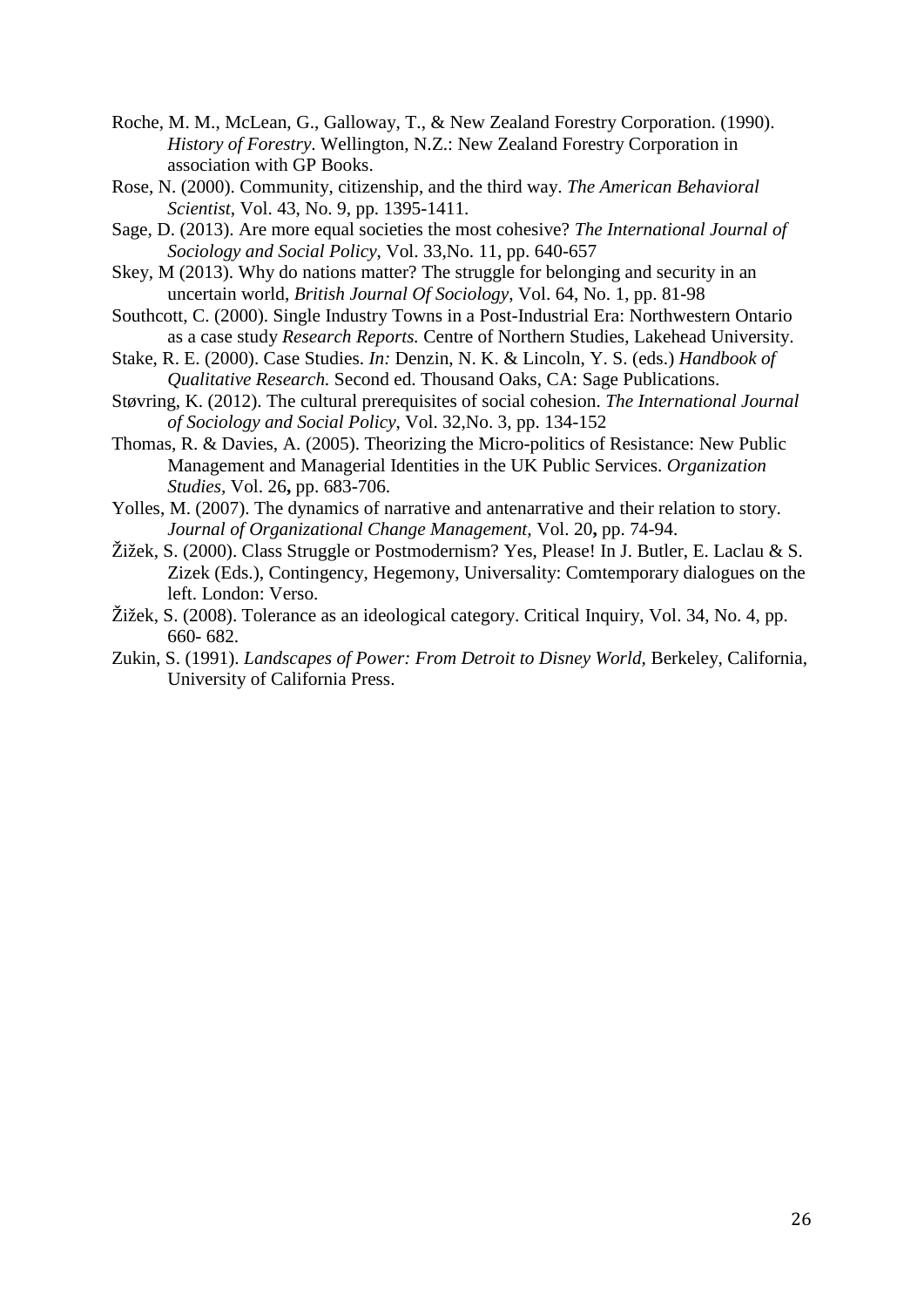Roche, M. M., McLean, G., Galloway, T., & New Zealand Forestry Corporation. (1990). *History of Forestry*. Wellington, N.Z.: New Zealand Forestry Corporation in association with GP Books.

Rose, N. (2000). Community, citizenship, and the third way. *The American Behavioral Scientist*, Vol. 43, No. 9, pp. 1395-1411.

Sage, D. (2013). Are more equal societies the most cohesive? *The International Journal of Sociology and Social Policy*, Vol. 33,No. 11, pp. 640-657

Skey, M (2013). Why do nations matter? The struggle for belonging and security in an uncertain world, *British Journal Of Sociology*, Vol. 64, No. 1, pp. 81-98

Southcott, C. (2000). Single Industry Towns in a Post-Industrial Era: Northwestern Ontario as a case study *Research Reports.* Centre of Northern Studies, Lakehead University.

Stake, R. E. (2000). Case Studies. *In:* Denzin, N. K. & Lincoln, Y. S. (eds.) *Handbook of Qualitative Research.* Second ed. Thousand Oaks, CA: Sage Publications.

Støvring, K. (2012). The cultural prerequisites of social cohesion. *The International Journal of Sociology and Social Policy*, Vol. 32,No. 3, pp. 134-152

Thomas, R. & Davies, A. (2005). Theorizing the Micro-politics of Resistance: New Public Management and Managerial Identities in the UK Public Services. *Organization Studies,* Vol. 26**,** pp. 683-706.

Yolles, M. (2007). The dynamics of narrative and antenarrative and their relation to story. *Journal of Organizational Change Management,* Vol. 20**,** pp. 74-94.

Žižek, S. (2000). Class Struggle or Postmodernism? Yes, Please! In J. Butler, E. Laclau & S. Zizek (Eds.), Contingency, Hegemony, Universality: Comtemporary dialogues on the left. London: Verso.

Žižek, S. (2008). Tolerance as an ideological category. Critical Inquiry, Vol. 34, No. 4, pp. 660- 682.

Zukin, S. (1991). *Landscapes of Power: From Detroit to Disney World,* Berkeley, California, University of California Press.